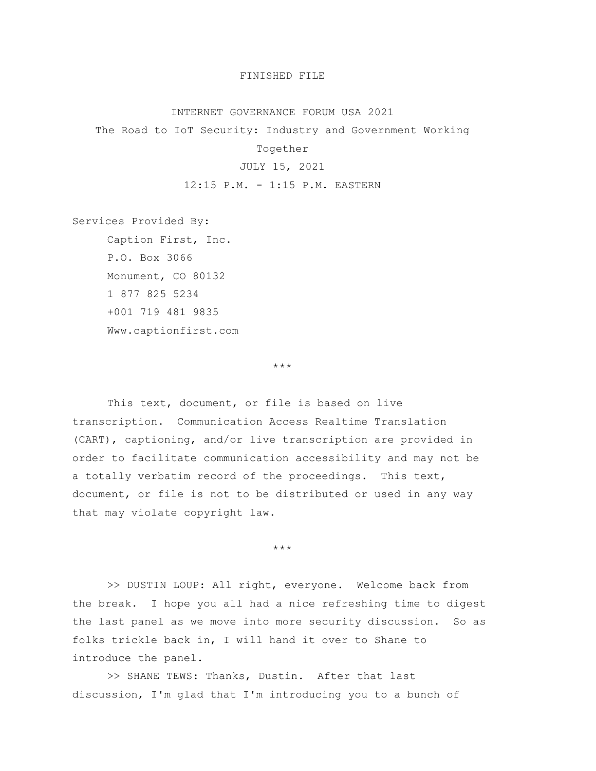FINISHED FILE

INTERNET GOVERNANCE FORUM USA 2021

The Road to IoT Security: Industry and Government Working Together

JULY 15, 2021

12:15 P.M. - 1:15 P.M. EASTERN

Services Provided By:

Caption First, Inc.
P.O. Box 3066
Monument, CO 80132
1 877 825 5234
+001 719 481 9835
Www.captionfirst.com

\*\*\*

This text, document, or file is based on live transcription. Communication Access Realtime Translation (CART), captioning, and/or live transcription are provided in order to facilitate communication accessibility and may not be a totally verbatim record of the proceedings. This text, document, or file is not to be distributed or used in any way that may violate copyright law.

\*\*\*

>> DUSTIN LOUP: All right, everyone. Welcome back from the break. I hope you all had a nice refreshing time to digest the last panel as we move into more security discussion. So as folks trickle back in, I will hand it over to Shane to introduce the panel.

>> SHANE TEWS: Thanks, Dustin. After that last discussion, I'm glad that I'm introducing you to a bunch of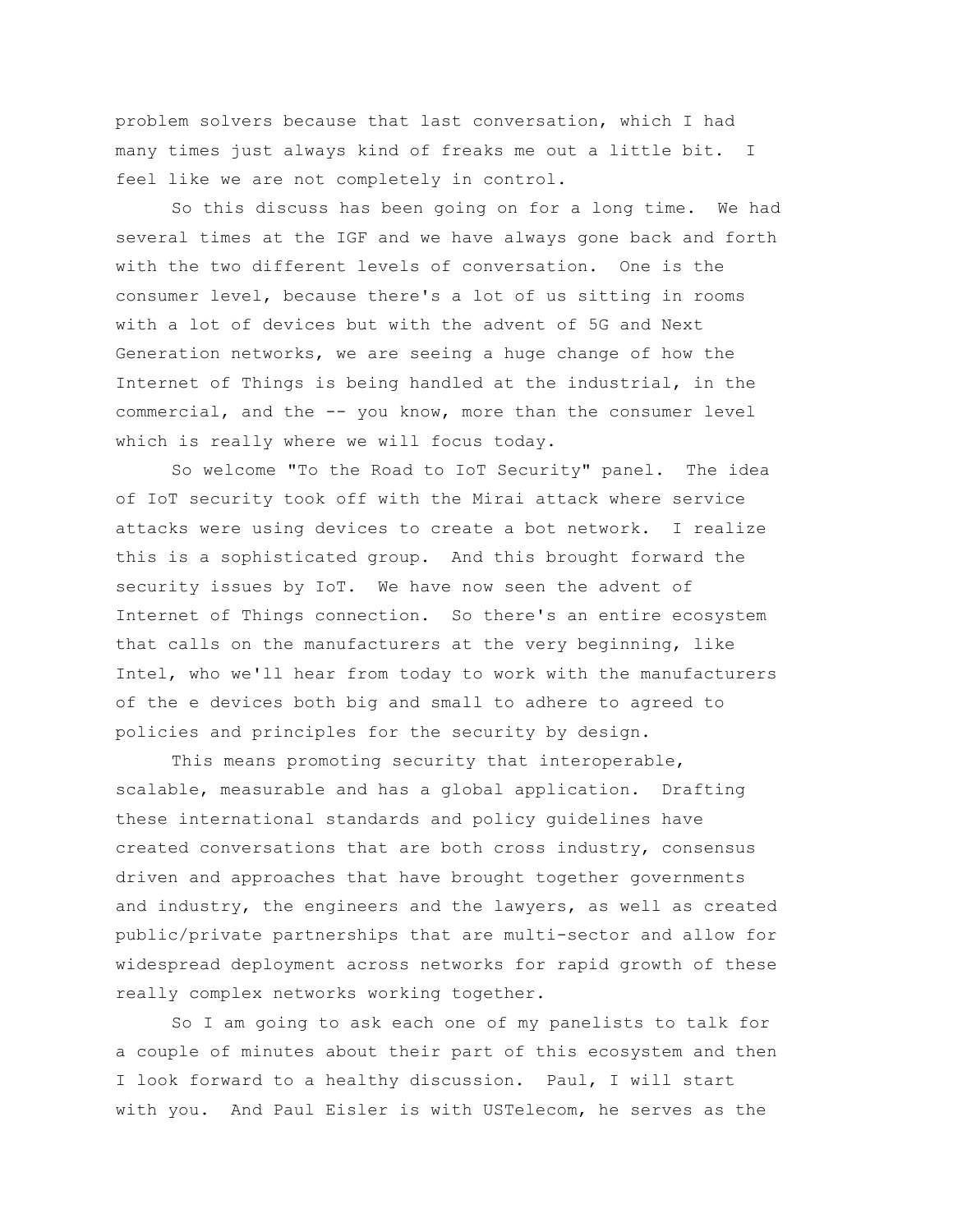problem solvers because that last conversation, which I had many times just always kind of freaks me out a little bit. I feel like we are not completely in control.

So this discuss has been going on for a long time. We had several times at the IGF and we have always gone back and forth with the two different levels of conversation. One is the consumer level, because there's a lot of us sitting in rooms with a lot of devices but with the advent of 5G and Next Generation networks, we are seeing a huge change of how the Internet of Things is being handled at the industrial, in the commercial, and the -- you know, more than the consumer level which is really where we will focus today.

So welcome "To the Road to IoT Security" panel. The idea of IoT security took off with the Mirai attack where service attacks were using devices to create a bot network. I realize this is a sophisticated group. And this brought forward the security issues by IoT. We have now seen the advent of Internet of Things connection. So there's an entire ecosystem that calls on the manufacturers at the very beginning, like Intel, who we'll hear from today to work with the manufacturers of the e devices both big and small to adhere to agreed to policies and principles for the security by design.

This means promoting security that interoperable, scalable, measurable and has a global application. Drafting these international standards and policy guidelines have created conversations that are both cross industry, consensus driven and approaches that have brought together governments and industry, the engineers and the lawyers, as well as created public/private partnerships that are multi-sector and allow for widespread deployment across networks for rapid growth of these really complex networks working together.

So I am going to ask each one of my panelists to talk for a couple of minutes about their part of this ecosystem and then I look forward to a healthy discussion. Paul, I will start with you. And Paul Eisler is with USTelecom, he serves as the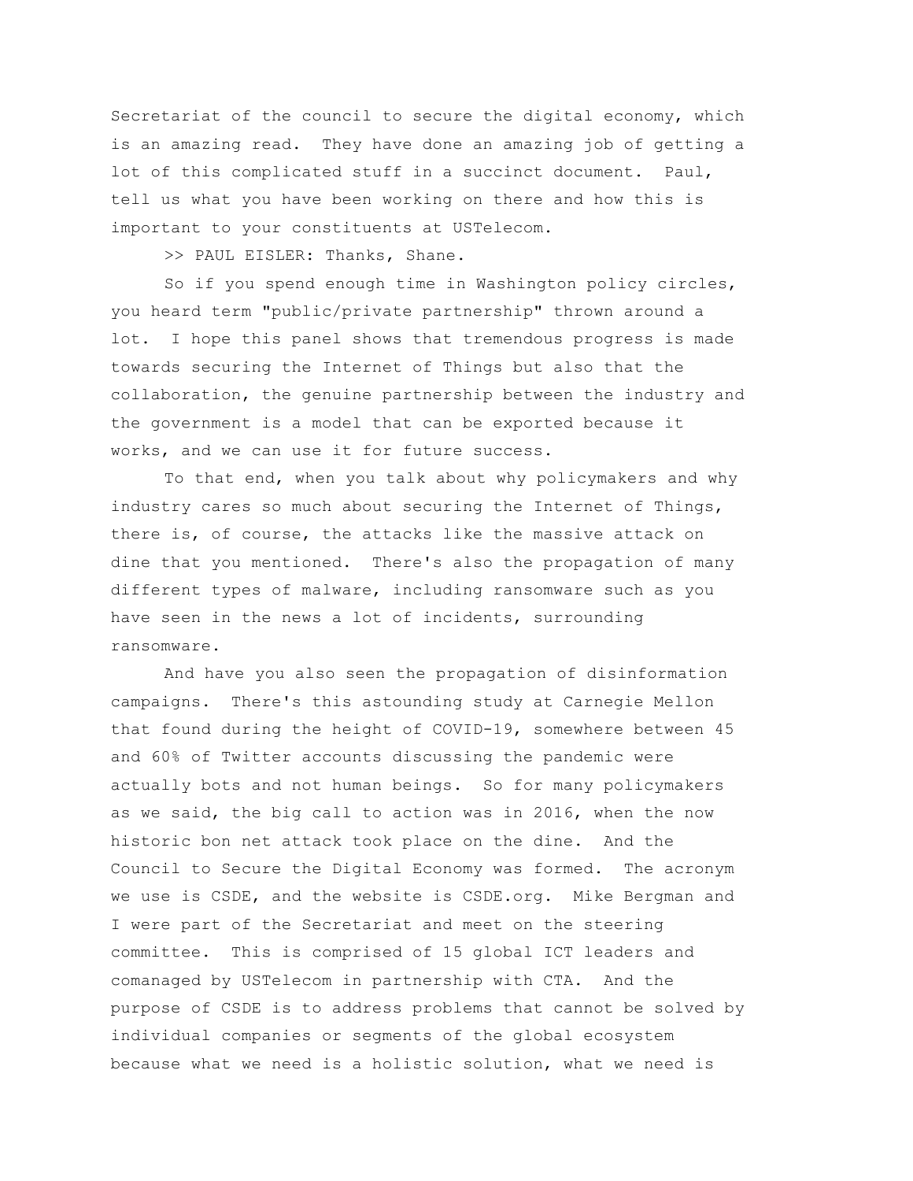Secretariat of the council to secure the digital economy, which is an amazing read. They have done an amazing job of getting a lot of this complicated stuff in a succinct document. Paul, tell us what you have been working on there and how this is important to your constituents at USTelecom.

>> PAUL EISLER: Thanks, Shane.

So if you spend enough time in Washington policy circles, you heard term "public/private partnership" thrown around a lot. I hope this panel shows that tremendous progress is made towards securing the Internet of Things but also that the collaboration, the genuine partnership between the industry and the government is a model that can be exported because it works, and we can use it for future success.

To that end, when you talk about why policymakers and why industry cares so much about securing the Internet of Things, there is, of course, the attacks like the massive attack on dine that you mentioned. There's also the propagation of many different types of malware, including ransomware such as you have seen in the news a lot of incidents, surrounding ransomware.

And have you also seen the propagation of disinformation campaigns. There's this astounding study at Carnegie Mellon that found during the height of COVID-19, somewhere between 45 and 60% of Twitter accounts discussing the pandemic were actually bots and not human beings. So for many policymakers as we said, the big call to action was in 2016, when the now historic bon net attack took place on the dine. And the Council to Secure the Digital Economy was formed. The acronym we use is CSDE, and the website is CSDE.org. Mike Bergman and I were part of the Secretariat and meet on the steering committee. This is comprised of 15 global ICT leaders and comanaged by USTelecom in partnership with CTA. And the purpose of CSDE is to address problems that cannot be solved by individual companies or segments of the global ecosystem because what we need is a holistic solution, what we need is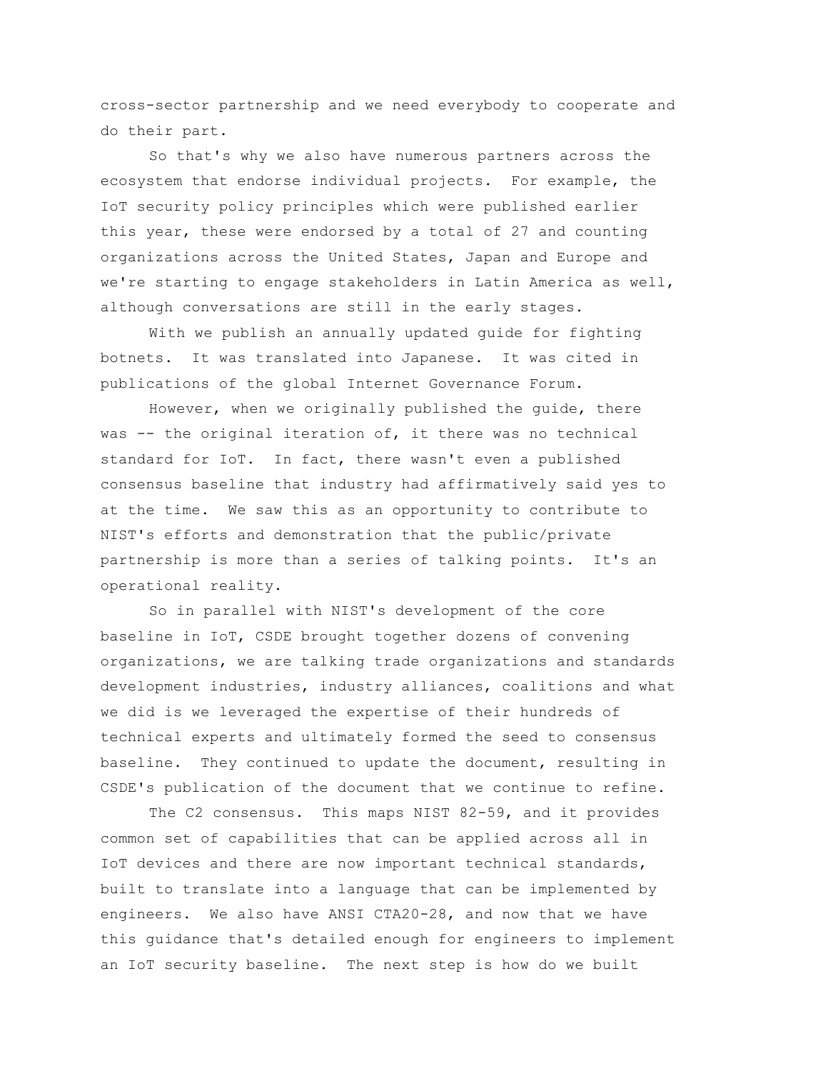cross-sector partnership and we need everybody to cooperate and do their part.

So that's why we also have numerous partners across the ecosystem that endorse individual projects. For example, the IoT security policy principles which were published earlier this year, these were endorsed by a total of 27 and counting organizations across the United States, Japan and Europe and we're starting to engage stakeholders in Latin America as well, although conversations are still in the early stages.

With we publish an annually updated guide for fighting botnets. It was translated into Japanese. It was cited in publications of the global Internet Governance Forum.

However, when we originally published the guide, there was -- the original iteration of, it there was no technical standard for IoT. In fact, there wasn't even a published consensus baseline that industry had affirmatively said yes to at the time. We saw this as an opportunity to contribute to NIST's efforts and demonstration that the public/private partnership is more than a series of talking points. It's an operational reality.

So in parallel with NIST's development of the core baseline in IoT, CSDE brought together dozens of convening organizations, we are talking trade organizations and standards development industries, industry alliances, coalitions and what we did is we leveraged the expertise of their hundreds of technical experts and ultimately formed the seed to consensus baseline. They continued to update the document, resulting in CSDE's publication of the document that we continue to refine.

The C2 consensus. This maps NIST 82-59, and it provides common set of capabilities that can be applied across all in IoT devices and there are now important technical standards, built to translate into a language that can be implemented by engineers. We also have ANSI CTA20-28, and now that we have this guidance that's detailed enough for engineers to implement an IoT security baseline. The next step is how do we built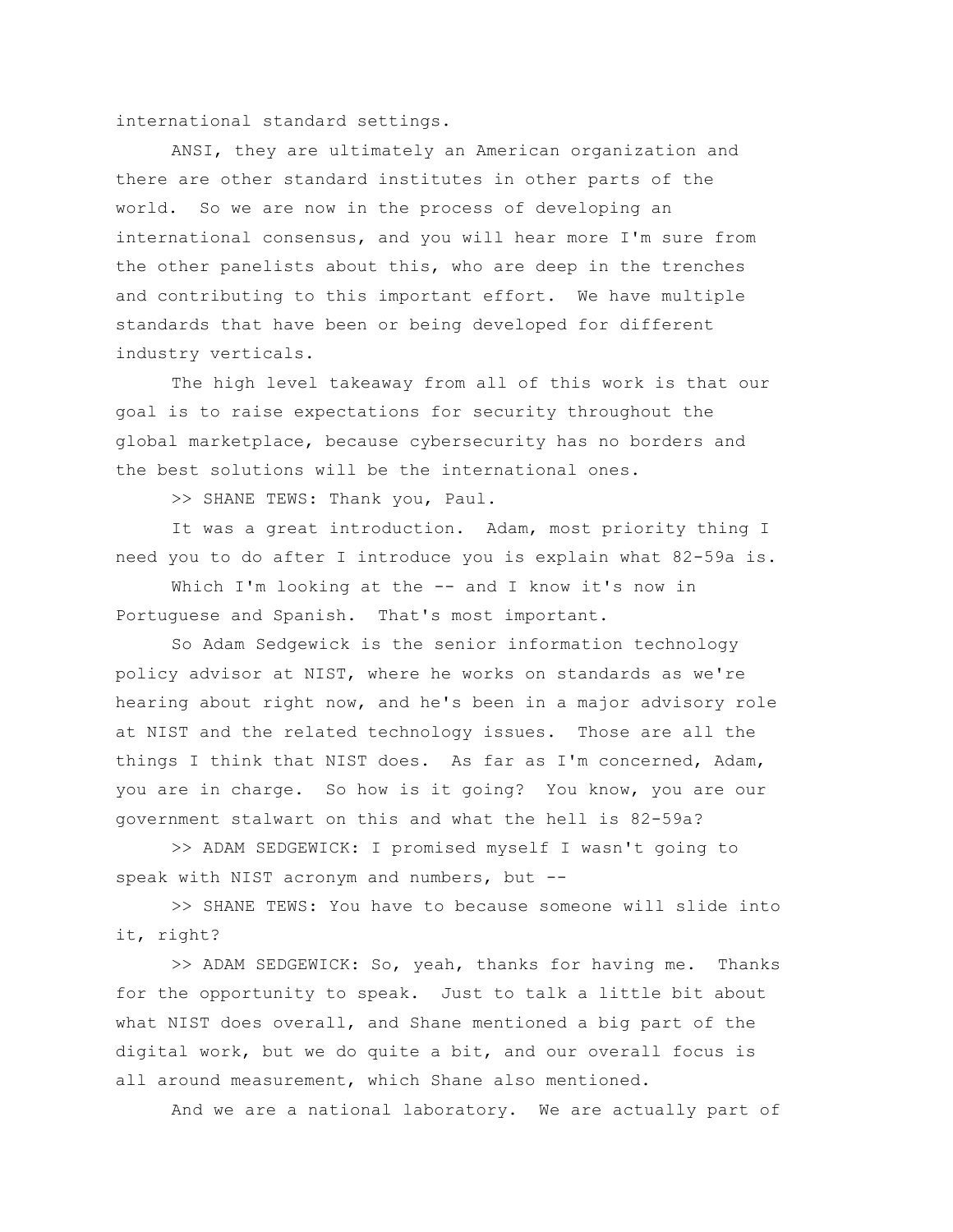international standard settings.

ANSI, they are ultimately an American organization and there are other standard institutes in other parts of the world. So we are now in the process of developing an international consensus, and you will hear more I'm sure from the other panelists about this, who are deep in the trenches and contributing to this important effort. We have multiple standards that have been or being developed for different industry verticals.

The high level takeaway from all of this work is that our goal is to raise expectations for security throughout the global marketplace, because cybersecurity has no borders and the best solutions will be the international ones.

>> SHANE TEWS: Thank you, Paul.

It was a great introduction. Adam, most priority thing I need you to do after I introduce you is explain what 82-59a is.

Which I'm looking at the -- and I know it's now in Portuguese and Spanish. That's most important.

So Adam Sedgewick is the senior information technology policy advisor at NIST, where he works on standards as we're hearing about right now, and he's been in a major advisory role at NIST and the related technology issues. Those are all the things I think that NIST does. As far as I'm concerned, Adam, you are in charge. So how is it going? You know, you are our government stalwart on this and what the hell is 82-59a?

>> ADAM SEDGEWICK: I promised myself I wasn't going to speak with NIST acronym and numbers, but --

>> SHANE TEWS: You have to because someone will slide into it, right?

>> ADAM SEDGEWICK: So, yeah, thanks for having me. Thanks for the opportunity to speak. Just to talk a little bit about what NIST does overall, and Shane mentioned a big part of the digital work, but we do quite a bit, and our overall focus is all around measurement, which Shane also mentioned.

And we are a national laboratory. We are actually part of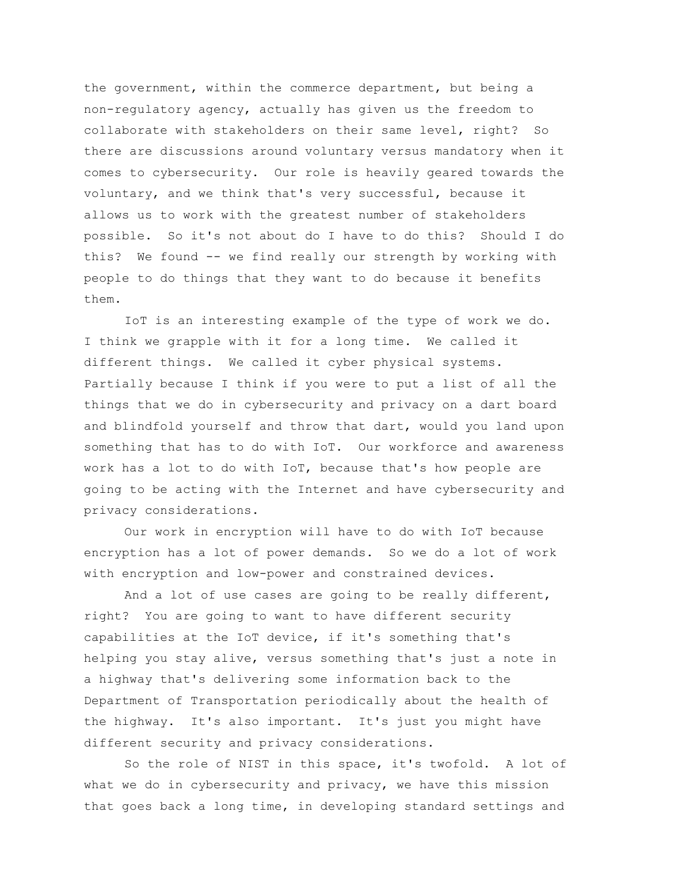the government, within the commerce department, but being a non-regulatory agency, actually has given us the freedom to collaborate with stakeholders on their same level, right? So there are discussions around voluntary versus mandatory when it comes to cybersecurity. Our role is heavily geared towards the voluntary, and we think that's very successful, because it allows us to work with the greatest number of stakeholders possible. So it's not about do I have to do this? Should I do this? We found -- we find really our strength by working with people to do things that they want to do because it benefits them.

IoT is an interesting example of the type of work we do. I think we grapple with it for a long time. We called it different things. We called it cyber physical systems. Partially because I think if you were to put a list of all the things that we do in cybersecurity and privacy on a dart board and blindfold yourself and throw that dart, would you land upon something that has to do with IoT. Our workforce and awareness work has a lot to do with IoT, because that's how people are going to be acting with the Internet and have cybersecurity and privacy considerations.

Our work in encryption will have to do with IoT because encryption has a lot of power demands. So we do a lot of work with encryption and low-power and constrained devices.

And a lot of use cases are going to be really different, right? You are going to want to have different security capabilities at the IoT device, if it's something that's helping you stay alive, versus something that's just a note in a highway that's delivering some information back to the Department of Transportation periodically about the health of the highway. It's also important. It's just you might have different security and privacy considerations.

So the role of NIST in this space, it's twofold. A lot of what we do in cybersecurity and privacy, we have this mission that goes back a long time, in developing standard settings and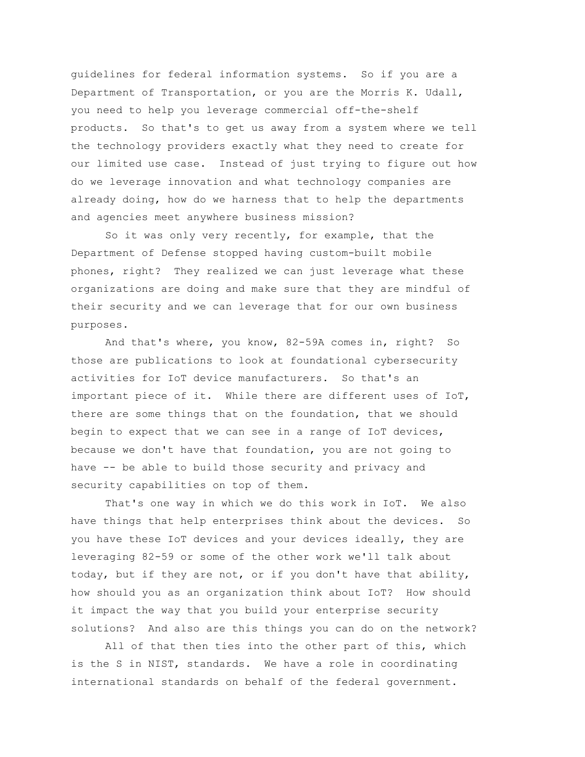guidelines for federal information systems. So if you are a Department of Transportation, or you are the Morris K. Udall, you need to help you leverage commercial off-the-shelf products. So that's to get us away from a system where we tell the technology providers exactly what they need to create for our limited use case. Instead of just trying to figure out how do we leverage innovation and what technology companies are already doing, how do we harness that to help the departments and agencies meet anywhere business mission?

So it was only very recently, for example, that the Department of Defense stopped having custom-built mobile phones, right? They realized we can just leverage what these organizations are doing and make sure that they are mindful of their security and we can leverage that for our own business purposes.

And that's where, you know, 82-59A comes in, right? So those are publications to look at foundational cybersecurity activities for IoT device manufacturers. So that's an important piece of it. While there are different uses of IoT, there are some things that on the foundation, that we should begin to expect that we can see in a range of IoT devices, because we don't have that foundation, you are not going to have -- be able to build those security and privacy and security capabilities on top of them.

That's one way in which we do this work in IoT. We also have things that help enterprises think about the devices. So you have these IoT devices and your devices ideally, they are leveraging 82-59 or some of the other work we'll talk about today, but if they are not, or if you don't have that ability, how should you as an organization think about IoT? How should it impact the way that you build your enterprise security solutions? And also are this things you can do on the network?

All of that then ties into the other part of this, which is the S in NIST, standards. We have a role in coordinating international standards on behalf of the federal government.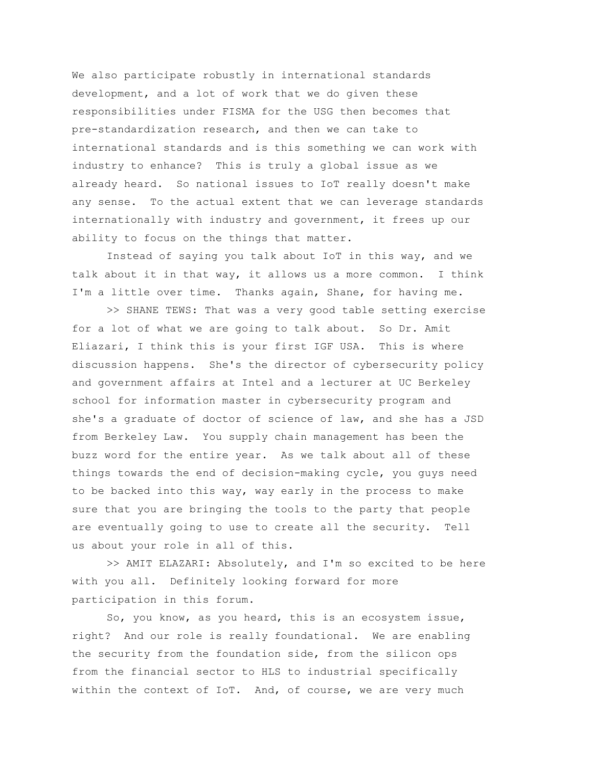We also participate robustly in international standards development, and a lot of work that we do given these responsibilities under FISMA for the USG then becomes that pre-standardization research, and then we can take to international standards and is this something we can work with industry to enhance? This is truly a global issue as we already heard. So national issues to IoT really doesn't make any sense. To the actual extent that we can leverage standards internationally with industry and government, it frees up our ability to focus on the things that matter.

Instead of saying you talk about IoT in this way, and we talk about it in that way, it allows us a more common. I think I'm a little over time. Thanks again, Shane, for having me.

>> SHANE TEWS: That was a very good table setting exercise for a lot of what we are going to talk about. So Dr. Amit Eliazari, I think this is your first IGF USA. This is where discussion happens. She's the director of cybersecurity policy and government affairs at Intel and a lecturer at UC Berkeley school for information master in cybersecurity program and she's a graduate of doctor of science of law, and she has a JSD from Berkeley Law. You supply chain management has been the buzz word for the entire year. As we talk about all of these things towards the end of decision-making cycle, you guys need to be backed into this way, way early in the process to make sure that you are bringing the tools to the party that people are eventually going to use to create all the security. Tell us about your role in all of this.

>> AMIT ELAZARI: Absolutely, and I'm so excited to be here with you all. Definitely looking forward for more participation in this forum.

So, you know, as you heard, this is an ecosystem issue, right? And our role is really foundational. We are enabling the security from the foundation side, from the silicon ops from the financial sector to HLS to industrial specifically within the context of IoT. And, of course, we are very much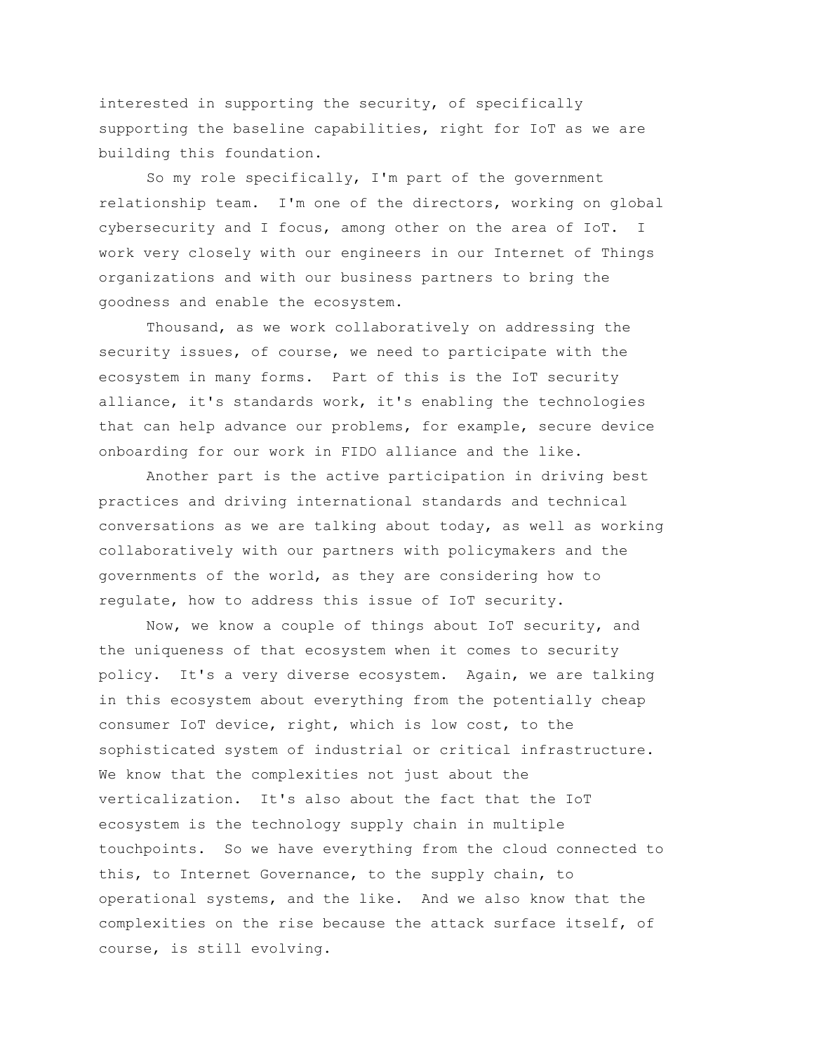interested in supporting the security, of specifically supporting the baseline capabilities, right for IoT as we are building this foundation.

So my role specifically, I'm part of the government relationship team. I'm one of the directors, working on global cybersecurity and I focus, among other on the area of IoT. I work very closely with our engineers in our Internet of Things organizations and with our business partners to bring the goodness and enable the ecosystem.

Thousand, as we work collaboratively on addressing the security issues, of course, we need to participate with the ecosystem in many forms. Part of this is the IoT security alliance, it's standards work, it's enabling the technologies that can help advance our problems, for example, secure device onboarding for our work in FIDO alliance and the like.

Another part is the active participation in driving best practices and driving international standards and technical conversations as we are talking about today, as well as working collaboratively with our partners with policymakers and the governments of the world, as they are considering how to regulate, how to address this issue of IoT security.

Now, we know a couple of things about IoT security, and the uniqueness of that ecosystem when it comes to security policy. It's a very diverse ecosystem. Again, we are talking in this ecosystem about everything from the potentially cheap consumer IoT device, right, which is low cost, to the sophisticated system of industrial or critical infrastructure. We know that the complexities not just about the verticalization. It's also about the fact that the IoT ecosystem is the technology supply chain in multiple touchpoints. So we have everything from the cloud connected to this, to Internet Governance, to the supply chain, to operational systems, and the like. And we also know that the complexities on the rise because the attack surface itself, of course, is still evolving.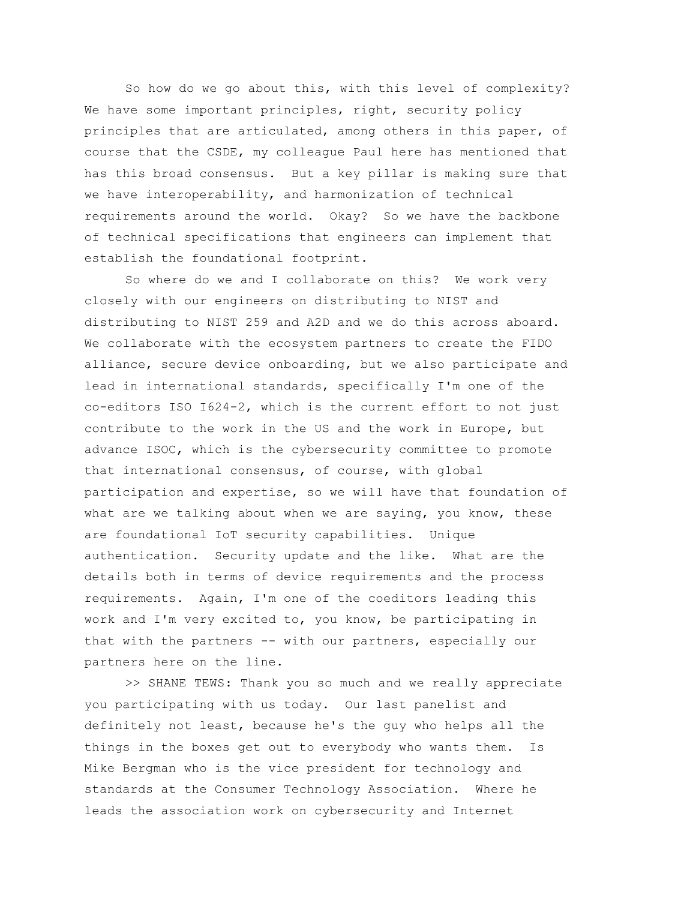So how do we go about this, with this level of complexity? We have some important principles, right, security policy principles that are articulated, among others in this paper, of course that the CSDE, my colleague Paul here has mentioned that has this broad consensus. But a key pillar is making sure that we have interoperability, and harmonization of technical requirements around the world. Okay? So we have the backbone of technical specifications that engineers can implement that establish the foundational footprint.

So where do we and I collaborate on this? We work very closely with our engineers on distributing to NIST and distributing to NIST 259 and A2D and we do this across aboard. We collaborate with the ecosystem partners to create the FIDO alliance, secure device onboarding, but we also participate and lead in international standards, specifically I'm one of the co-editors ISO I624-2, which is the current effort to not just contribute to the work in the US and the work in Europe, but advance ISOC, which is the cybersecurity committee to promote that international consensus, of course, with global participation and expertise, so we will have that foundation of what are we talking about when we are saying, you know, these are foundational IoT security capabilities. Unique authentication. Security update and the like. What are the details both in terms of device requirements and the process requirements. Again, I'm one of the coeditors leading this work and I'm very excited to, you know, be participating in that with the partners -- with our partners, especially our partners here on the line.

>> SHANE TEWS: Thank you so much and we really appreciate you participating with us today. Our last panelist and definitely not least, because he's the guy who helps all the things in the boxes get out to everybody who wants them. Is Mike Bergman who is the vice president for technology and standards at the Consumer Technology Association. Where he leads the association work on cybersecurity and Internet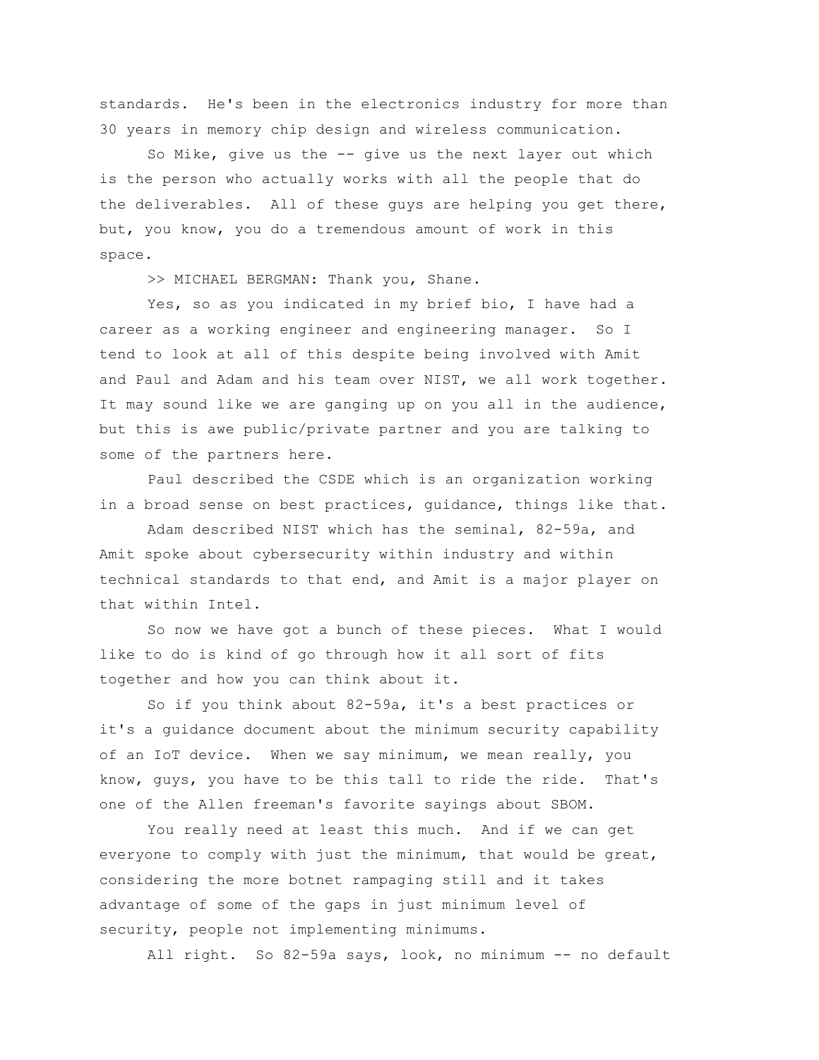standards. He's been in the electronics industry for more than 30 years in memory chip design and wireless communication.

So Mike, give us the -- give us the next layer out which is the person who actually works with all the people that do the deliverables. All of these guys are helping you get there, but, you know, you do a tremendous amount of work in this space.

>> MICHAEL BERGMAN: Thank you, Shane.

Yes, so as you indicated in my brief bio, I have had a career as a working engineer and engineering manager. So I tend to look at all of this despite being involved with Amit and Paul and Adam and his team over NIST, we all work together. It may sound like we are ganging up on you all in the audience, but this is awe public/private partner and you are talking to some of the partners here.

Paul described the CSDE which is an organization working in a broad sense on best practices, guidance, things like that.

Adam described NIST which has the seminal, 82-59a, and Amit spoke about cybersecurity within industry and within technical standards to that end, and Amit is a major player on that within Intel.

So now we have got a bunch of these pieces. What I would like to do is kind of go through how it all sort of fits together and how you can think about it.

So if you think about 82-59a, it's a best practices or it's a guidance document about the minimum security capability of an IoT device. When we say minimum, we mean really, you know, guys, you have to be this tall to ride the ride. That's one of the Allen freeman's favorite sayings about SBOM.

You really need at least this much. And if we can get everyone to comply with just the minimum, that would be great, considering the more botnet rampaging still and it takes advantage of some of the gaps in just minimum level of security, people not implementing minimums.

All right. So 82-59a says, look, no minimum -- no default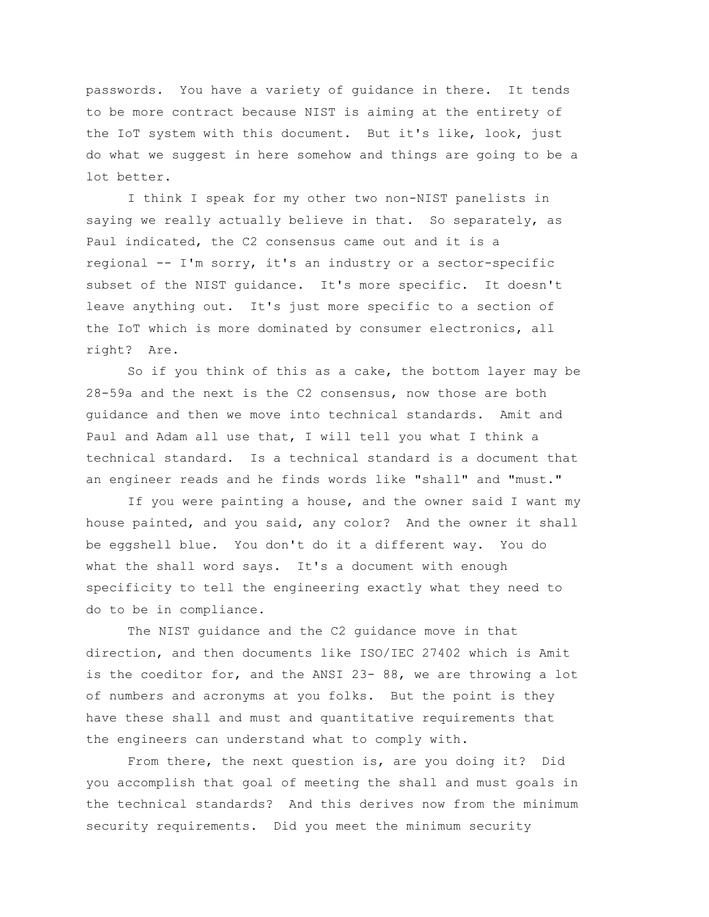passwords. You have a variety of guidance in there. It tends to be more contract because NIST is aiming at the entirety of the IoT system with this document. But it's like, look, just do what we suggest in here somehow and things are going to be a lot better.

I think I speak for my other two non-NIST panelists in saying we really actually believe in that. So separately, as Paul indicated, the C2 consensus came out and it is a regional -- I'm sorry, it's an industry or a sector-specific subset of the NIST guidance. It's more specific. It doesn't leave anything out. It's just more specific to a section of the IoT which is more dominated by consumer electronics, all right? Are.

So if you think of this as a cake, the bottom layer may be 28-59a and the next is the C2 consensus, now those are both guidance and then we move into technical standards. Amit and Paul and Adam all use that, I will tell you what I think a technical standard. Is a technical standard is a document that an engineer reads and he finds words like "shall" and "must."

If you were painting a house, and the owner said I want my house painted, and you said, any color? And the owner it shall be eggshell blue. You don't do it a different way. You do what the shall word says. It's a document with enough specificity to tell the engineering exactly what they need to do to be in compliance.

The NIST guidance and the C2 guidance move in that direction, and then documents like ISO/IEC 27402 which is Amit is the coeditor for, and the ANSI 23- 88, we are throwing a lot of numbers and acronyms at you folks. But the point is they have these shall and must and quantitative requirements that the engineers can understand what to comply with.

From there, the next question is, are you doing it? Did you accomplish that goal of meeting the shall and must goals in the technical standards? And this derives now from the minimum security requirements. Did you meet the minimum security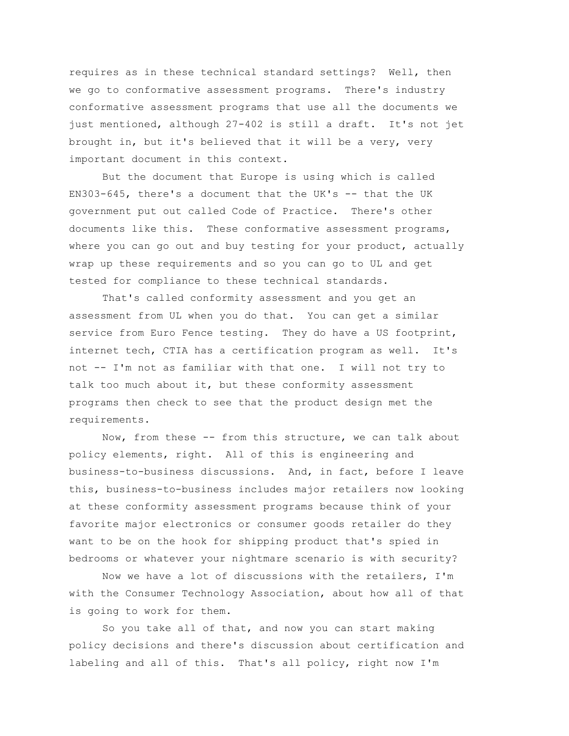requires as in these technical standard settings? Well, then we go to conformative assessment programs. There's industry conformative assessment programs that use all the documents we just mentioned, although 27-402 is still a draft. It's not jet brought in, but it's believed that it will be a very, very important document in this context.

But the document that Europe is using which is called EN303-645, there's a document that the UK's -- that the UK government put out called Code of Practice. There's other documents like this. These conformative assessment programs, where you can go out and buy testing for your product, actually wrap up these requirements and so you can go to UL and get tested for compliance to these technical standards.

That's called conformity assessment and you get an assessment from UL when you do that. You can get a similar service from Euro Fence testing. They do have a US footprint, internet tech, CTIA has a certification program as well. It's not -- I'm not as familiar with that one. I will not try to talk too much about it, but these conformity assessment programs then check to see that the product design met the requirements.

Now, from these -- from this structure, we can talk about policy elements, right. All of this is engineering and business-to-business discussions. And, in fact, before I leave this, business-to-business includes major retailers now looking at these conformity assessment programs because think of your favorite major electronics or consumer goods retailer do they want to be on the hook for shipping product that's spied in bedrooms or whatever your nightmare scenario is with security?

Now we have a lot of discussions with the retailers, I'm with the Consumer Technology Association, about how all of that is going to work for them.

So you take all of that, and now you can start making policy decisions and there's discussion about certification and labeling and all of this. That's all policy, right now I'm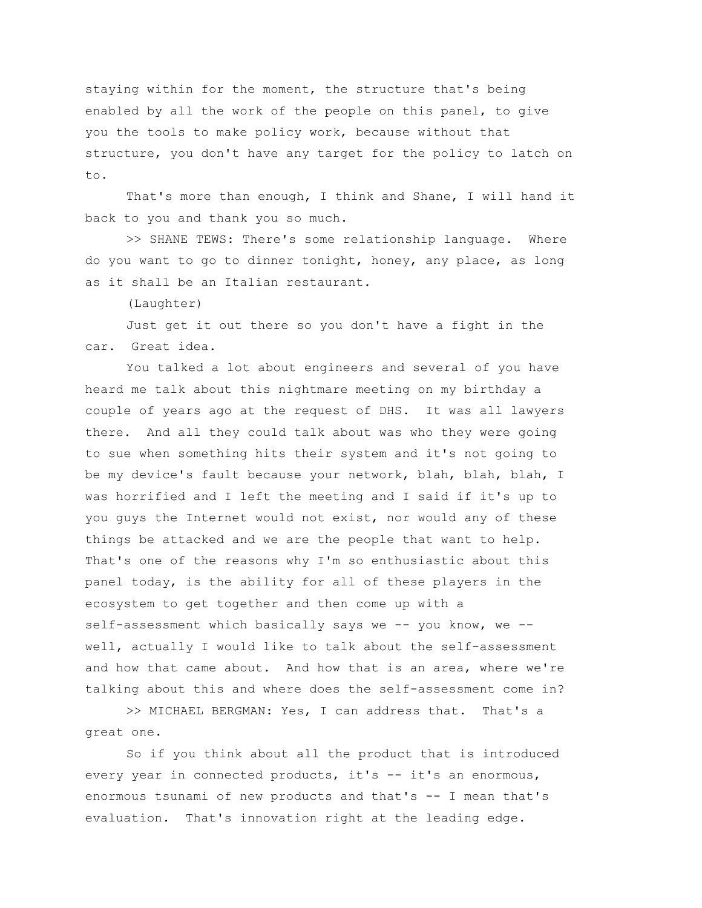staying within for the moment, the structure that's being enabled by all the work of the people on this panel, to give you the tools to make policy work, because without that structure, you don't have any target for the policy to latch on to.

That's more than enough, I think and Shane, I will hand it back to you and thank you so much.

>> SHANE TEWS: There's some relationship language. Where do you want to go to dinner tonight, honey, any place, as long as it shall be an Italian restaurant.

(Laughter)

Just get it out there so you don't have a fight in the car. Great idea.

You talked a lot about engineers and several of you have heard me talk about this nightmare meeting on my birthday a couple of years ago at the request of DHS. It was all lawyers there. And all they could talk about was who they were going to sue when something hits their system and it's not going to be my device's fault because your network, blah, blah, blah, I was horrified and I left the meeting and I said if it's up to you guys the Internet would not exist, nor would any of these things be attacked and we are the people that want to help. That's one of the reasons why I'm so enthusiastic about this panel today, is the ability for all of these players in the ecosystem to get together and then come up with a self-assessment which basically says we -- you know, we -- well, actually I would like to talk about the self-assessment and how that came about. And how that is an area, where we're talking about this and where does the self-assessment come in?

>> MICHAEL BERGMAN: Yes, I can address that. That's a great one.

So if you think about all the product that is introduced every year in connected products, it's -- it's an enormous, enormous tsunami of new products and that's -- I mean that's evaluation. That's innovation right at the leading edge.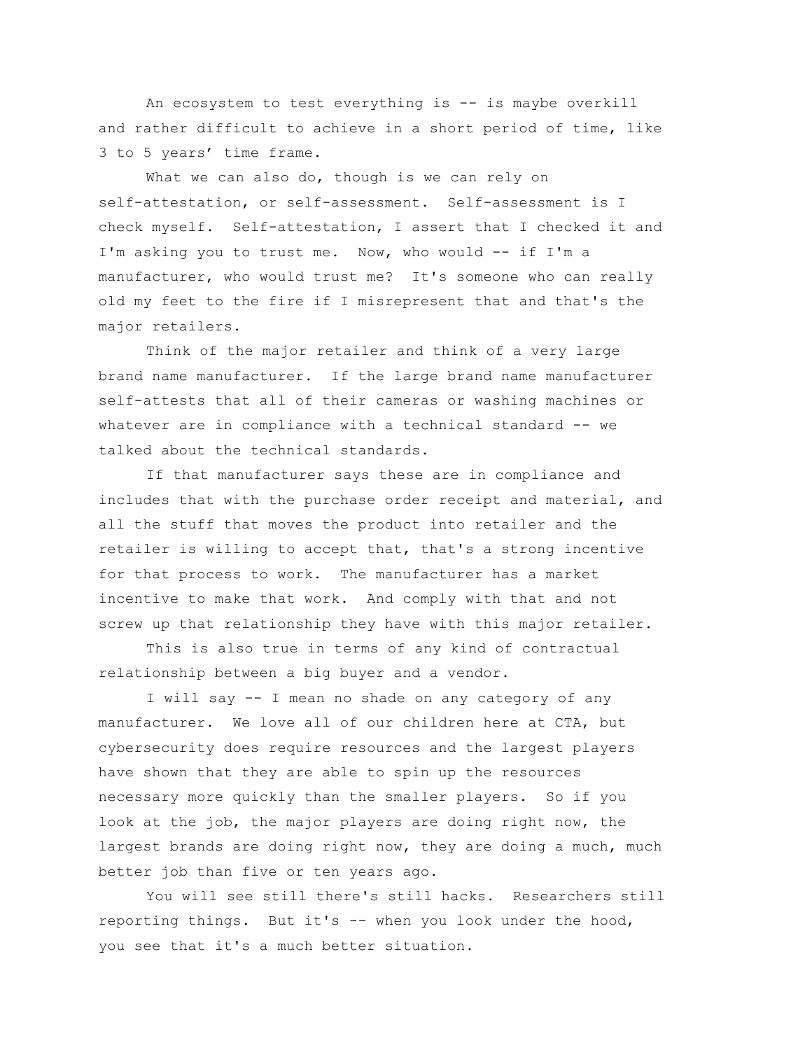An ecosystem to test everything is -- is maybe overkill and rather difficult to achieve in a short period of time, like 3 to 5 years' time frame.

What we can also do, though is we can rely on self-attestation, or self-assessment. Self-assessment is I check myself. Self-attestation, I assert that I checked it and I'm asking you to trust me. Now, who would -- if I'm a manufacturer, who would trust me? It's someone who can really old my feet to the fire if I misrepresent that and that's the major retailers.

Think of the major retailer and think of a very large brand name manufacturer. If the large brand name manufacturer self-attests that all of their cameras or washing machines or whatever are in compliance with a technical standard -- we talked about the technical standards.

If that manufacturer says these are in compliance and includes that with the purchase order receipt and material, and all the stuff that moves the product into retailer and the retailer is willing to accept that, that's a strong incentive for that process to work. The manufacturer has a market incentive to make that work. And comply with that and not screw up that relationship they have with this major retailer.

This is also true in terms of any kind of contractual relationship between a big buyer and a vendor.

I will say -- I mean no shade on any category of any manufacturer. We love all of our children here at CTA, but cybersecurity does require resources and the largest players have shown that they are able to spin up the resources necessary more quickly than the smaller players. So if you look at the job, the major players are doing right now, the largest brands are doing right now, they are doing a much, much better job than five or ten years ago.

You will see still there's still hacks. Researchers still reporting things. But it's -- when you look under the hood, you see that it's a much better situation.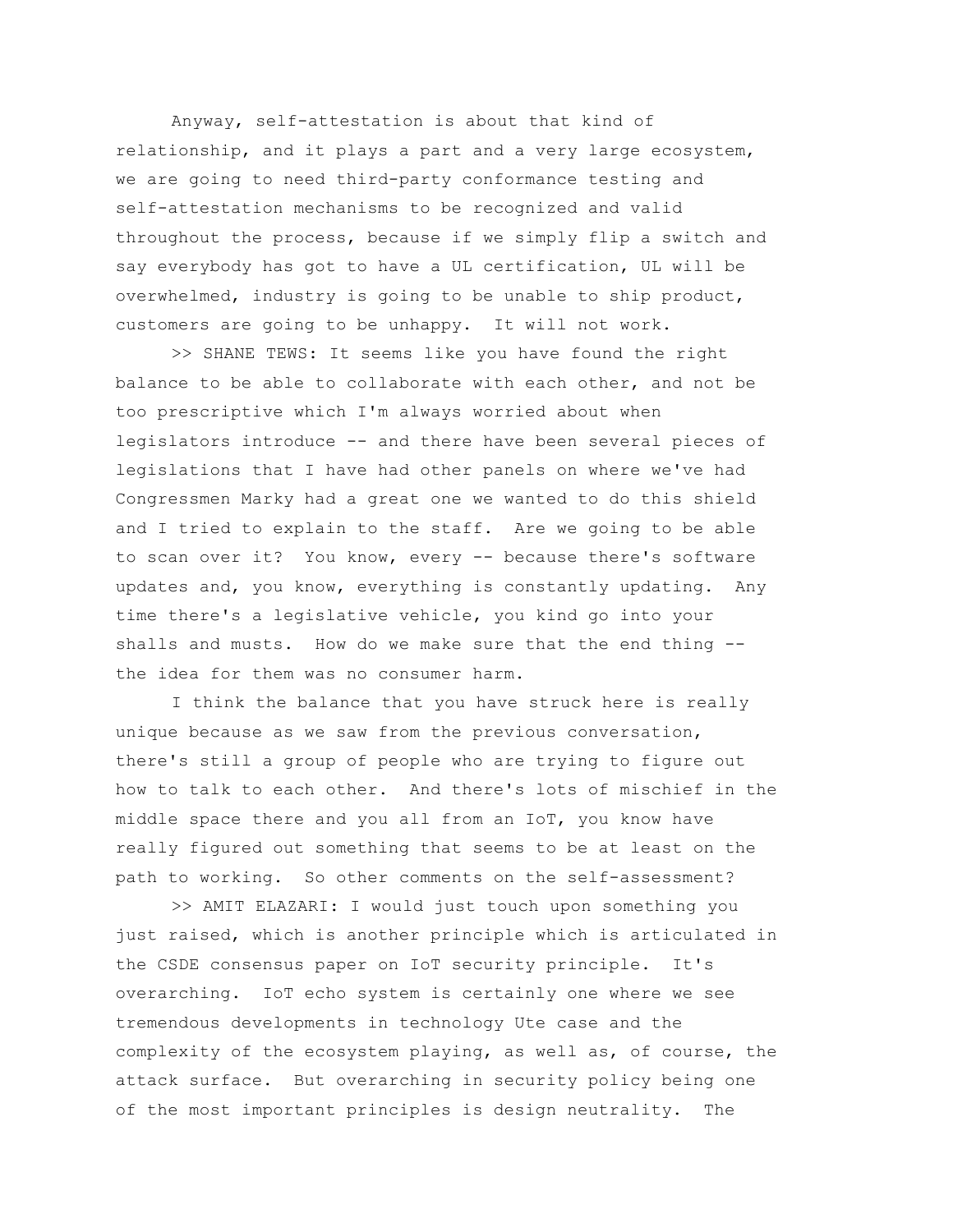Anyway, self-attestation is about that kind of relationship, and it plays a part and a very large ecosystem, we are going to need third-party conformance testing and self-attestation mechanisms to be recognized and valid throughout the process, because if we simply flip a switch and say everybody has got to have a UL certification, UL will be overwhelmed, industry is going to be unable to ship product, customers are going to be unhappy. It will not work.

>> SHANE TEWS: It seems like you have found the right balance to be able to collaborate with each other, and not be too prescriptive which I'm always worried about when legislators introduce -- and there have been several pieces of legislations that I have had other panels on where we've had Congressmen Marky had a great one we wanted to do this shield and I tried to explain to the staff. Are we going to be able to scan over it? You know, every -- because there's software updates and, you know, everything is constantly updating. Any time there's a legislative vehicle, you kind go into your shalls and musts. How do we make sure that the end thing -- the idea for them was no consumer harm.

I think the balance that you have struck here is really unique because as we saw from the previous conversation, there's still a group of people who are trying to figure out how to talk to each other. And there's lots of mischief in the middle space there and you all from an IoT, you know have really figured out something that seems to be at least on the path to working. So other comments on the self-assessment?

>> AMIT ELAZARI: I would just touch upon something you just raised, which is another principle which is articulated in the CSDE consensus paper on IoT security principle. It's overarching. IoT echo system is certainly one where we see tremendous developments in technology Ute case and the complexity of the ecosystem playing, as well as, of course, the attack surface. But overarching in security policy being one of the most important principles is design neutrality. The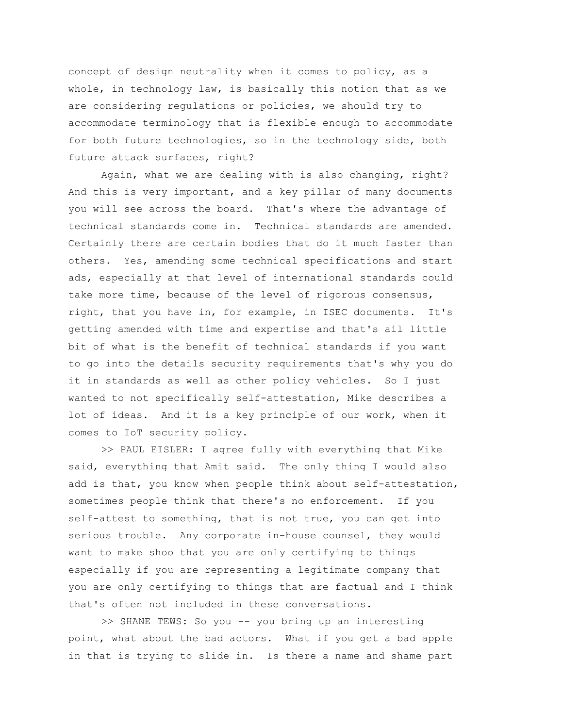concept of design neutrality when it comes to policy, as a whole, in technology law, is basically this notion that as we are considering regulations or policies, we should try to accommodate terminology that is flexible enough to accommodate for both future technologies, so in the technology side, both future attack surfaces, right?

Again, what we are dealing with is also changing, right? And this is very important, and a key pillar of many documents you will see across the board. That's where the advantage of technical standards come in. Technical standards are amended. Certainly there are certain bodies that do it much faster than others. Yes, amending some technical specifications and start ads, especially at that level of international standards could take more time, because of the level of rigorous consensus, right, that you have in, for example, in ISEC documents. It's getting amended with time and expertise and that's ail little bit of what is the benefit of technical standards if you want to go into the details security requirements that's why you do it in standards as well as other policy vehicles. So I just wanted to not specifically self-attestation, Mike describes a lot of ideas. And it is a key principle of our work, when it comes to IoT security policy.

>> PAUL EISLER: I agree fully with everything that Mike said, everything that Amit said. The only thing I would also add is that, you know when people think about self-attestation, sometimes people think that there's no enforcement. If you self-attest to something, that is not true, you can get into serious trouble. Any corporate in-house counsel, they would want to make shoo that you are only certifying to things especially if you are representing a legitimate company that you are only certifying to things that are factual and I think that's often not included in these conversations.

>> SHANE TEWS: So you -- you bring up an interesting point, what about the bad actors. What if you get a bad apple in that is trying to slide in. Is there a name and shame part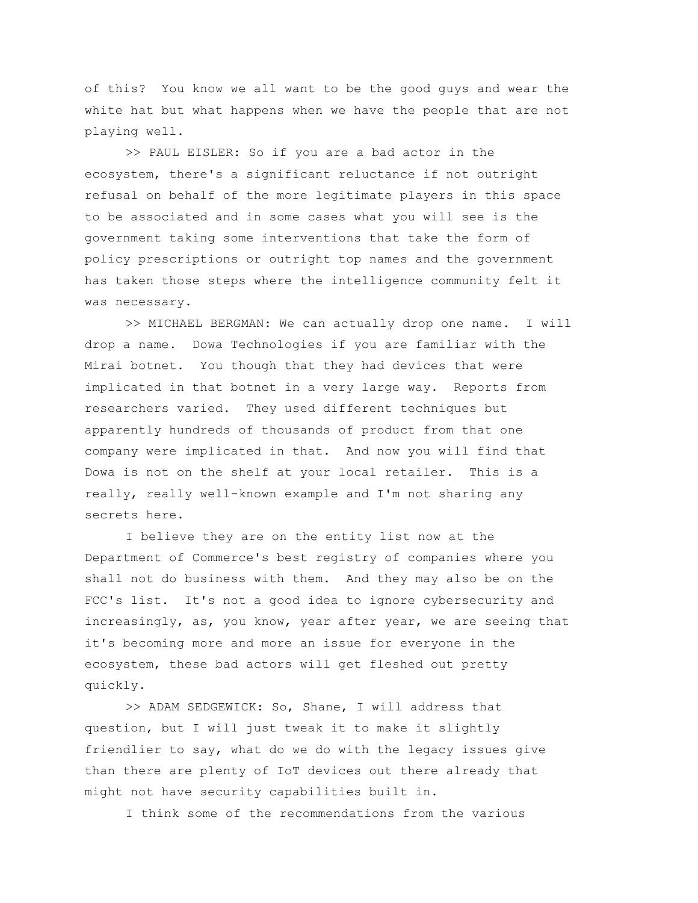of this? You know we all want to be the good guys and wear the white hat but what happens when we have the people that are not playing well.

>> PAUL EISLER: So if you are a bad actor in the ecosystem, there's a significant reluctance if not outright refusal on behalf of the more legitimate players in this space to be associated and in some cases what you will see is the government taking some interventions that take the form of policy prescriptions or outright top names and the government has taken those steps where the intelligence community felt it was necessary.

>> MICHAEL BERGMAN: We can actually drop one name. I will drop a name. Dowa Technologies if you are familiar with the Mirai botnet. You though that they had devices that were implicated in that botnet in a very large way. Reports from researchers varied. They used different techniques but apparently hundreds of thousands of product from that one company were implicated in that. And now you will find that Dowa is not on the shelf at your local retailer. This is a really, really well-known example and I'm not sharing any secrets here.

I believe they are on the entity list now at the Department of Commerce's best registry of companies where you shall not do business with them. And they may also be on the FCC's list. It's not a good idea to ignore cybersecurity and increasingly, as, you know, year after year, we are seeing that it's becoming more and more an issue for everyone in the ecosystem, these bad actors will get fleshed out pretty quickly.

>> ADAM SEDGEWICK: So, Shane, I will address that question, but I will just tweak it to make it slightly friendlier to say, what do we do with the legacy issues give than there are plenty of IoT devices out there already that might not have security capabilities built in.

I think some of the recommendations from the various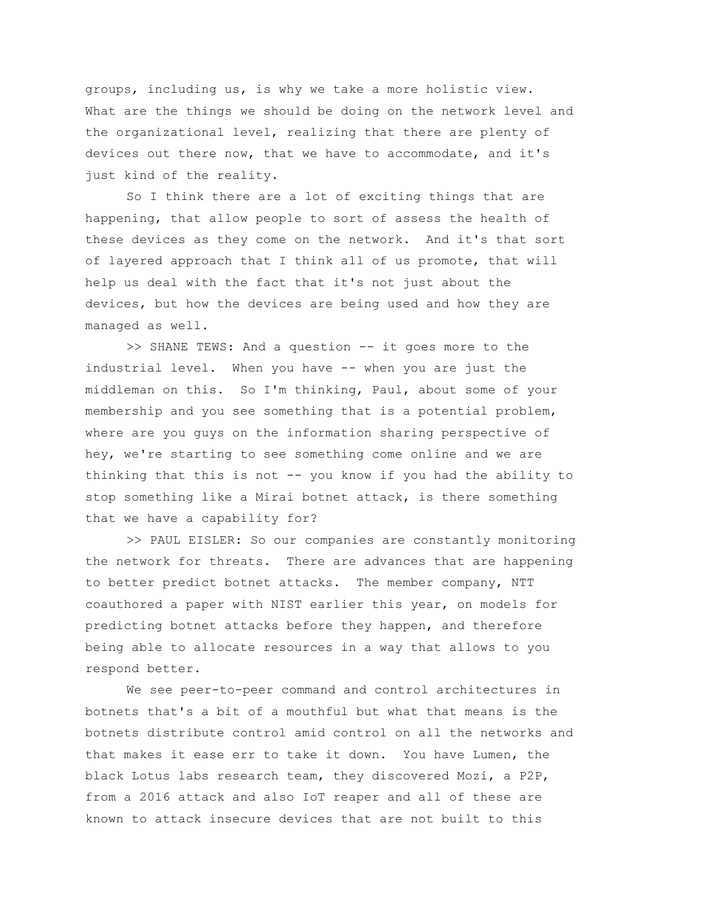groups, including us, is why we take a more holistic view. What are the things we should be doing on the network level and the organizational level, realizing that there are plenty of devices out there now, that we have to accommodate, and it's just kind of the reality.

So I think there are a lot of exciting things that are happening, that allow people to sort of assess the health of these devices as they come on the network. And it's that sort of layered approach that I think all of us promote, that will help us deal with the fact that it's not just about the devices, but how the devices are being used and how they are managed as well.

>> SHANE TEWS: And a question -- it goes more to the industrial level. When you have -- when you are just the middleman on this. So I'm thinking, Paul, about some of your membership and you see something that is a potential problem, where are you guys on the information sharing perspective of hey, we're starting to see something come online and we are thinking that this is not -- you know if you had the ability to stop something like a Mirai botnet attack, is there something that we have a capability for?

>> PAUL EISLER: So our companies are constantly monitoring the network for threats. There are advances that are happening to better predict botnet attacks. The member company, NTT coauthored a paper with NIST earlier this year, on models for predicting botnet attacks before they happen, and therefore being able to allocate resources in a way that allows to you respond better.

We see peer-to-peer command and control architectures in botnets that's a bit of a mouthful but what that means is the botnets distribute control amid control on all the networks and that makes it ease err to take it down. You have Lumen, the black Lotus labs research team, they discovered Mozi, a P2P, from a 2016 attack and also IoT reaper and all of these are known to attack insecure devices that are not built to this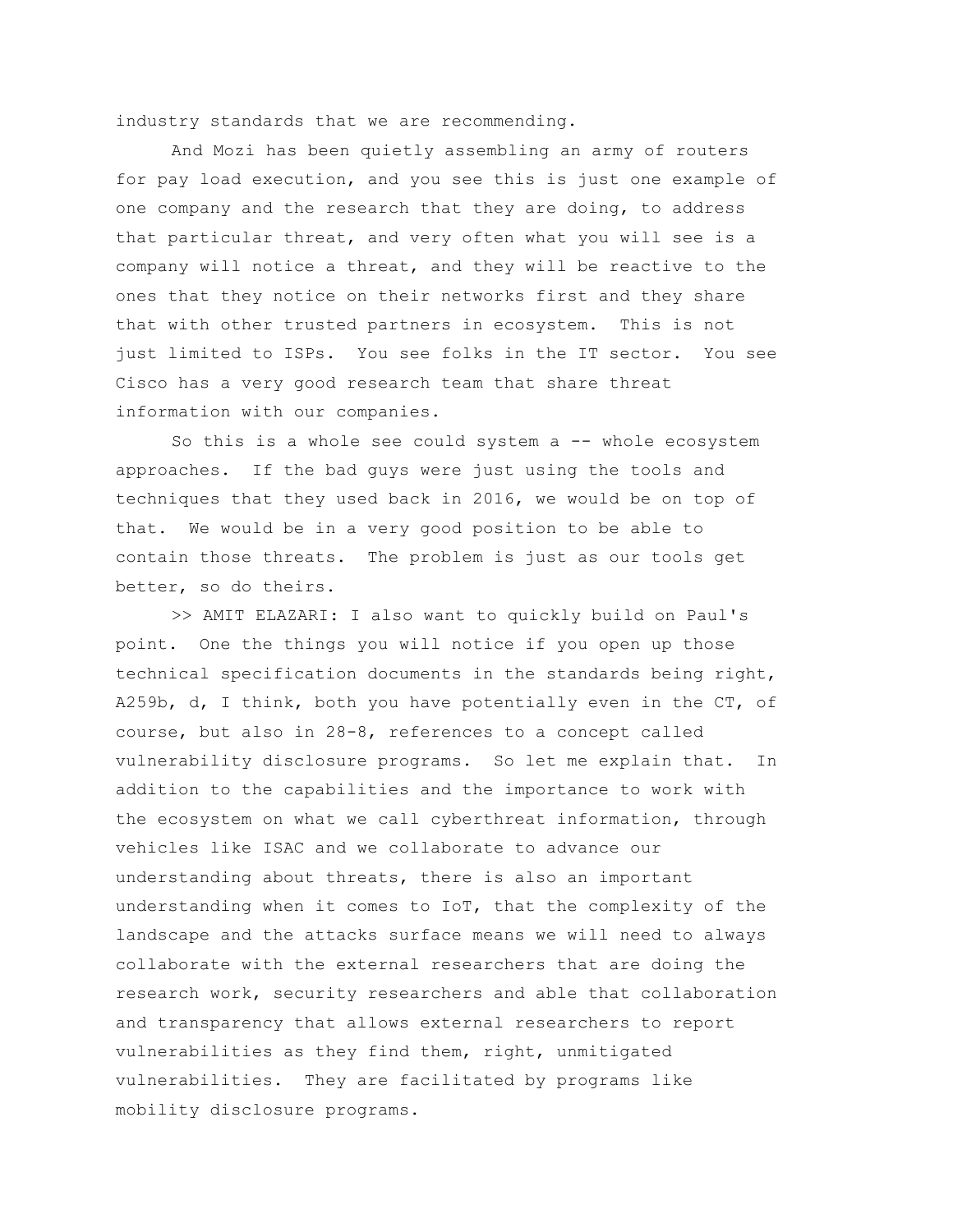industry standards that we are recommending.

And Mozi has been quietly assembling an army of routers for pay load execution, and you see this is just one example of one company and the research that they are doing, to address that particular threat, and very often what you will see is a company will notice a threat, and they will be reactive to the ones that they notice on their networks first and they share that with other trusted partners in ecosystem. This is not just limited to ISPs. You see folks in the IT sector. You see Cisco has a very good research team that share threat information with our companies.

So this is a whole see could system a -- whole ecosystem approaches. If the bad guys were just using the tools and techniques that they used back in 2016, we would be on top of that. We would be in a very good position to be able to contain those threats. The problem is just as our tools get better, so do theirs.

>> AMIT ELAZARI: I also want to quickly build on Paul's point. One the things you will notice if you open up those technical specification documents in the standards being right, A259b, d, I think, both you have potentially even in the CT, of course, but also in 28-8, references to a concept called vulnerability disclosure programs. So let me explain that. In addition to the capabilities and the importance to work with the ecosystem on what we call cyberthreat information, through vehicles like ISAC and we collaborate to advance our understanding about threats, there is also an important understanding when it comes to IoT, that the complexity of the landscape and the attacks surface means we will need to always collaborate with the external researchers that are doing the research work, security researchers and able that collaboration and transparency that allows external researchers to report vulnerabilities as they find them, right, unmitigated vulnerabilities. They are facilitated by programs like mobility disclosure programs.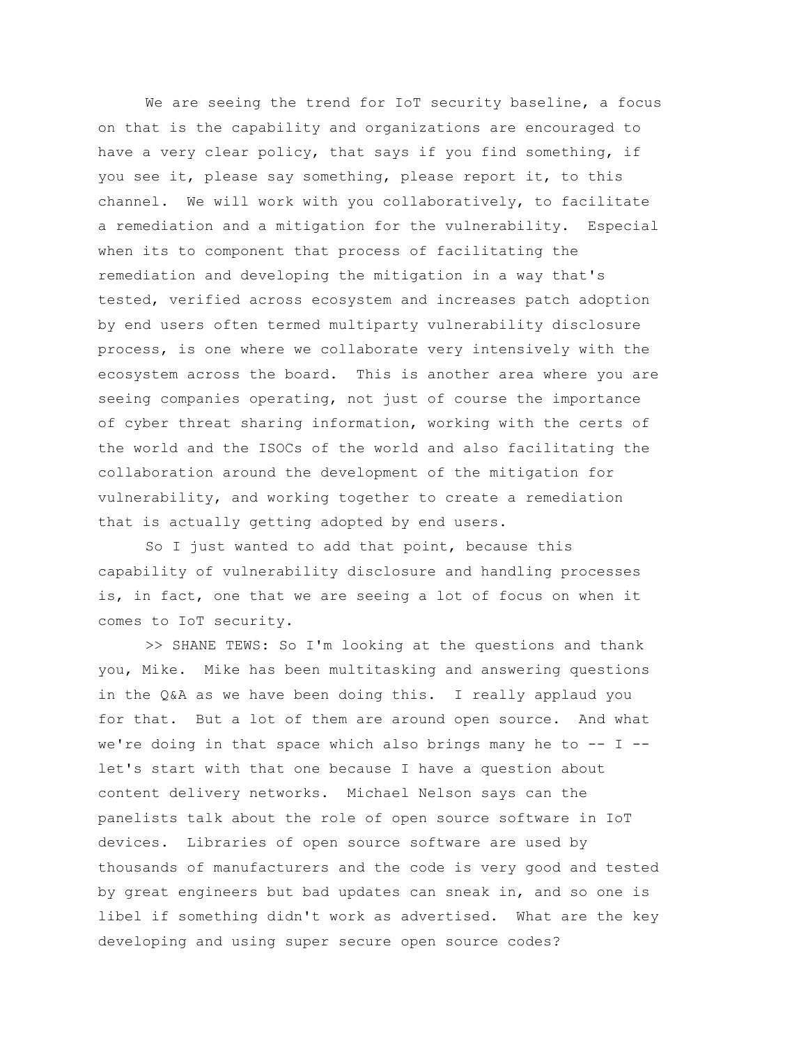We are seeing the trend for IoT security baseline, a focus on that is the capability and organizations are encouraged to have a very clear policy, that says if you find something, if you see it, please say something, please report it, to this channel. We will work with you collaboratively, to facilitate a remediation and a mitigation for the vulnerability. Especial when its to component that process of facilitating the remediation and developing the mitigation in a way that's tested, verified across ecosystem and increases patch adoption by end users often termed multiparty vulnerability disclosure process, is one where we collaborate very intensively with the ecosystem across the board. This is another area where you are seeing companies operating, not just of course the importance of cyber threat sharing information, working with the certs of the world and the ISOCs of the world and also facilitating the collaboration around the development of the mitigation for vulnerability, and working together to create a remediation that is actually getting adopted by end users.

So I just wanted to add that point, because this capability of vulnerability disclosure and handling processes is, in fact, one that we are seeing a lot of focus on when it comes to IoT security.

>> SHANE TEWS: So I'm looking at the questions and thank you, Mike. Mike has been multitasking and answering questions in the Q&A as we have been doing this. I really applaud you for that. But a lot of them are around open source. And what we're doing in that space which also brings many he to -- I -- let's start with that one because I have a question about content delivery networks. Michael Nelson says can the panelists talk about the role of open source software in IoT devices. Libraries of open source software are used by thousands of manufacturers and the code is very good and tested by great engineers but bad updates can sneak in, and so one is libel if something didn't work as advertised. What are the key developing and using super secure open source codes?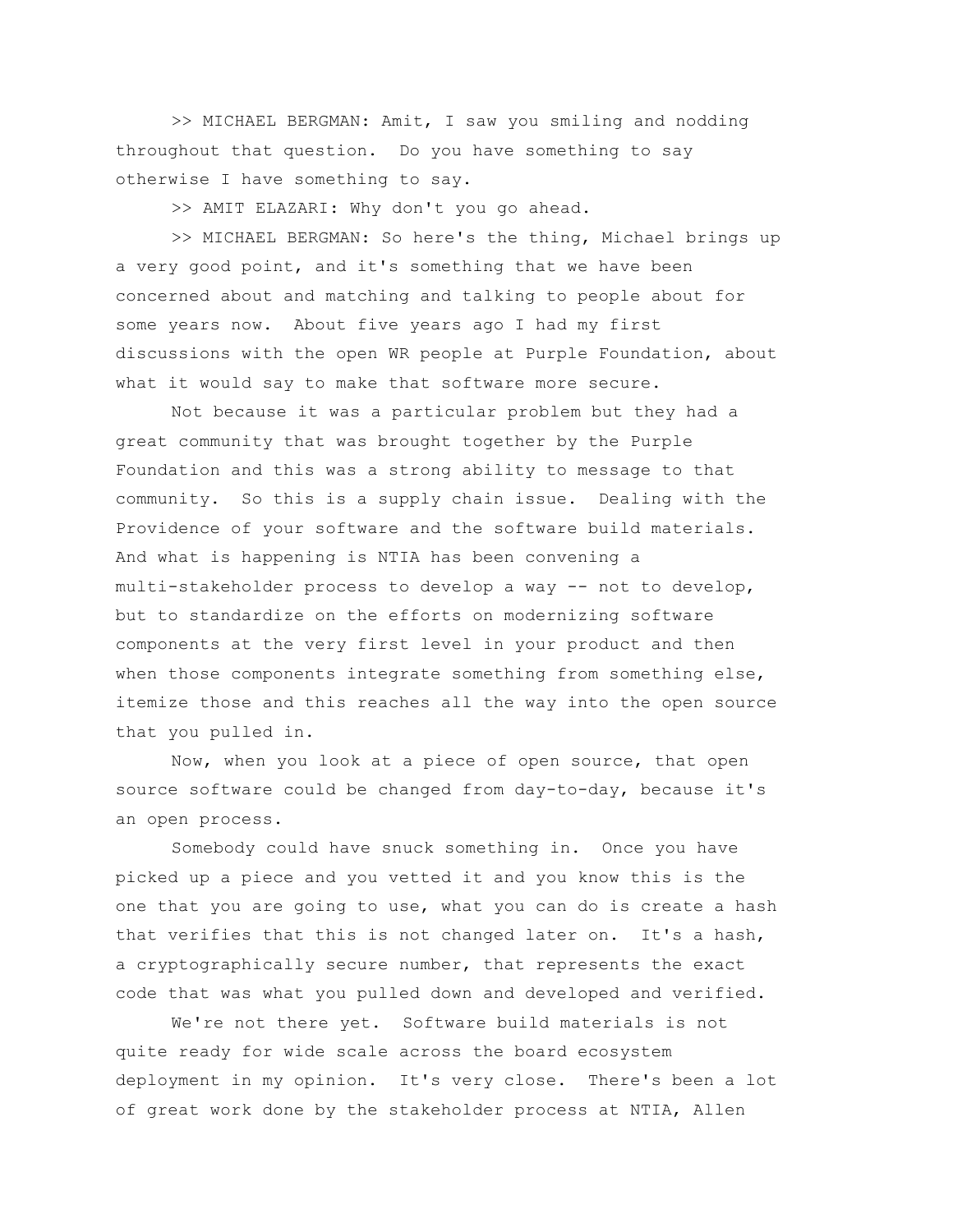>> MICHAEL BERGMAN: Amit, I saw you smiling and nodding throughout that question. Do you have something to say otherwise I have something to say.

>> AMIT ELAZARI: Why don't you go ahead.

>> MICHAEL BERGMAN: So here's the thing, Michael brings up a very good point, and it's something that we have been concerned about and matching and talking to people about for some years now. About five years ago I had my first discussions with the open WR people at Purple Foundation, about what it would say to make that software more secure.

Not because it was a particular problem but they had a great community that was brought together by the Purple Foundation and this was a strong ability to message to that community. So this is a supply chain issue. Dealing with the Providence of your software and the software build materials. And what is happening is NTIA has been convening a multi-stakeholder process to develop a way -- not to develop, but to standardize on the efforts on modernizing software components at the very first level in your product and then when those components integrate something from something else, itemize those and this reaches all the way into the open source that you pulled in.

Now, when you look at a piece of open source, that open source software could be changed from day-to-day, because it's an open process.

Somebody could have snuck something in. Once you have picked up a piece and you vetted it and you know this is the one that you are going to use, what you can do is create a hash that verifies that this is not changed later on. It's a hash, a cryptographically secure number, that represents the exact code that was what you pulled down and developed and verified.

We're not there yet. Software build materials is not quite ready for wide scale across the board ecosystem deployment in my opinion. It's very close. There's been a lot of great work done by the stakeholder process at NTIA, Allen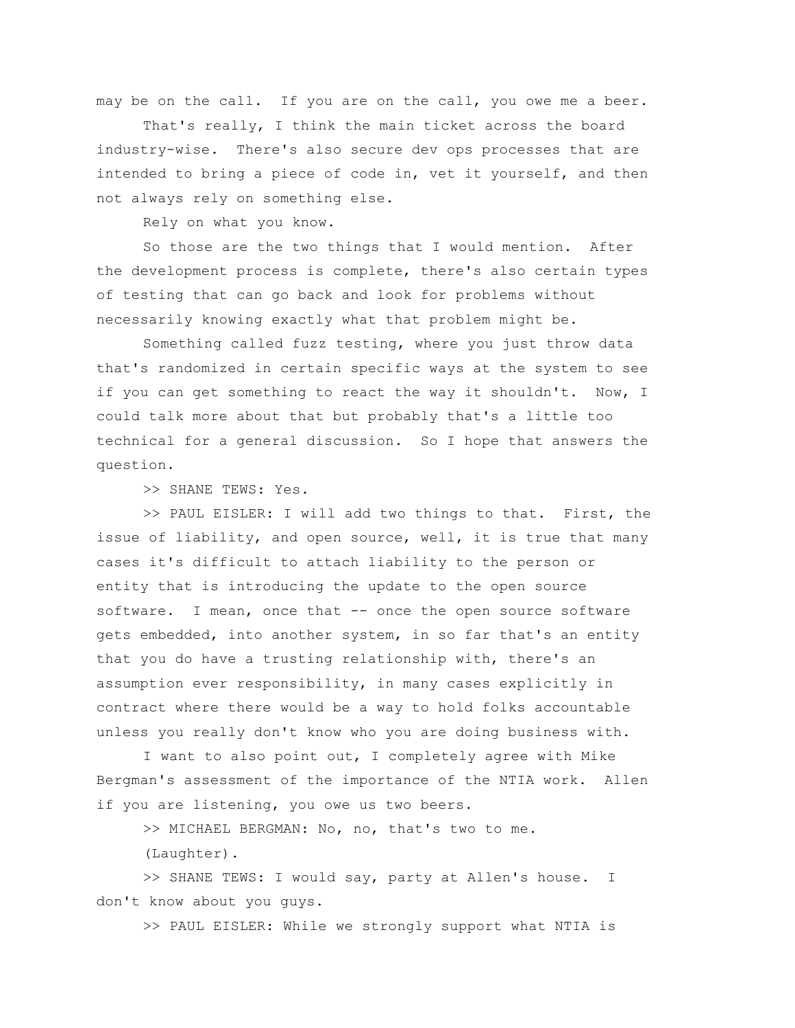may be on the call. If you are on the call, you owe me a beer.

That's really, I think the main ticket across the board industry-wise. There's also secure dev ops processes that are intended to bring a piece of code in, vet it yourself, and then not always rely on something else.

Rely on what you know.

So those are the two things that I would mention. After the development process is complete, there's also certain types of testing that can go back and look for problems without necessarily knowing exactly what that problem might be.

Something called fuzz testing, where you just throw data that's randomized in certain specific ways at the system to see if you can get something to react the way it shouldn't. Now, I could talk more about that but probably that's a little too technical for a general discussion. So I hope that answers the question.

>> SHANE TEWS: Yes.

>> PAUL EISLER: I will add two things to that. First, the issue of liability, and open source, well, it is true that many cases it's difficult to attach liability to the person or entity that is introducing the update to the open source software. I mean, once that -- once the open source software gets embedded, into another system, in so far that's an entity that you do have a trusting relationship with, there's an assumption ever responsibility, in many cases explicitly in contract where there would be a way to hold folks accountable unless you really don't know who you are doing business with.

I want to also point out, I completely agree with Mike Bergman's assessment of the importance of the NTIA work. Allen if you are listening, you owe us two beers.

>> MICHAEL BERGMAN: No, no, that's two to me.

(Laughter).

>> SHANE TEWS: I would say, party at Allen's house. I don't know about you guys.

>> PAUL EISLER: While we strongly support what NTIA is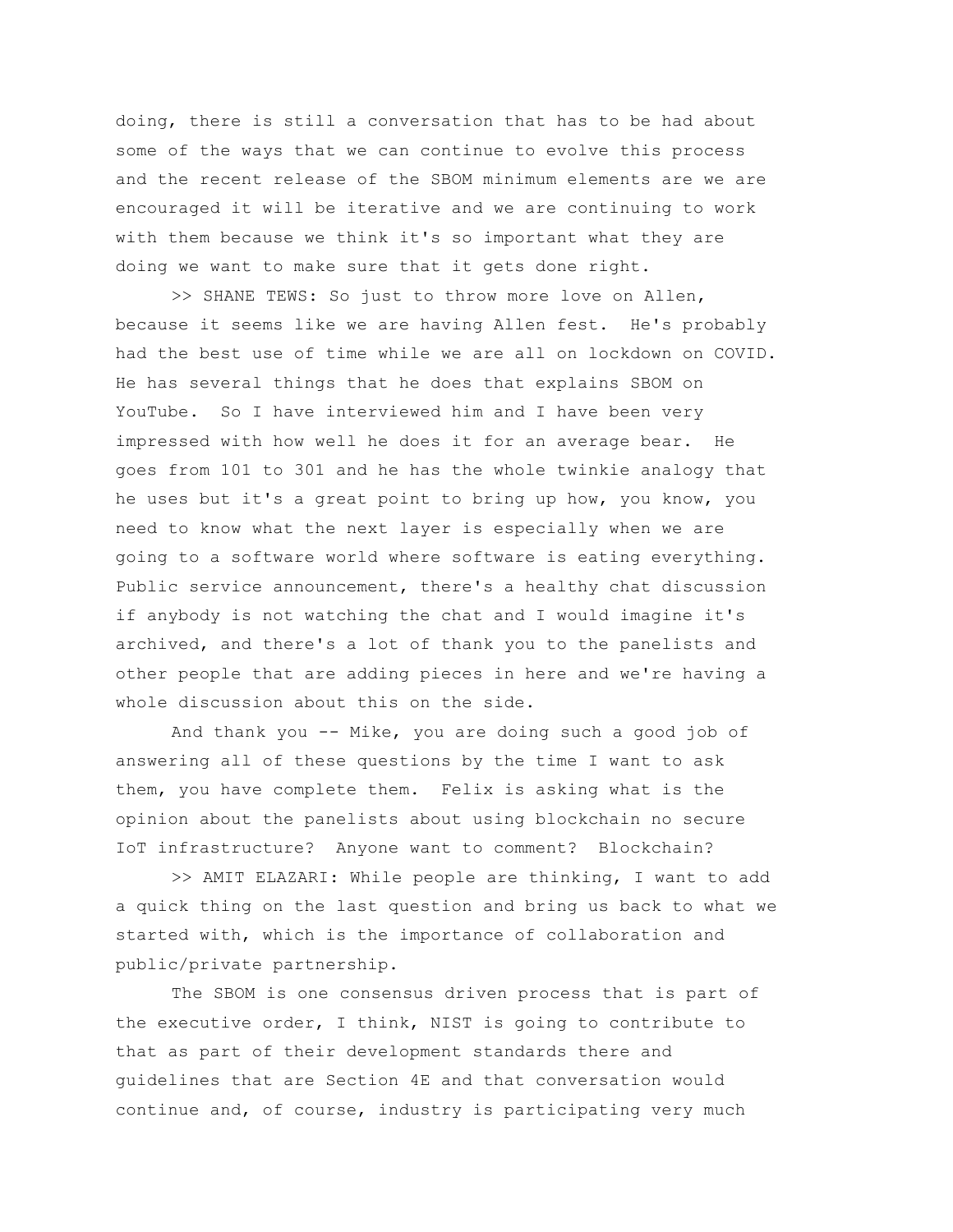doing, there is still a conversation that has to be had about some of the ways that we can continue to evolve this process and the recent release of the SBOM minimum elements are we are encouraged it will be iterative and we are continuing to work with them because we think it's so important what they are doing we want to make sure that it gets done right.

>> SHANE TEWS: So just to throw more love on Allen, because it seems like we are having Allen fest.  He's probably had the best use of time while we are all on lockdown on COVID.  He has several things that he does that explains SBOM on YouTube.  So I have interviewed him and I have been very impressed with how well he does it for an average bear.  He goes from 101 to 301 and he has the whole twinkie analogy that he uses but it's a great point to bring up how, you know, you need to know what the next layer is especially when we are going to a software world where software is eating everything.  Public service announcement, there's a healthy chat discussion if anybody is not watching the chat and I would imagine it's archived, and there's a lot of thank you to the panelists and other people that are adding pieces in here and we're having a whole discussion about this on the side.

And thank you -- Mike, you are doing such a good job of answering all of these questions by the time I want to ask them, you have complete them.  Felix is asking what is the opinion about the panelists about using blockchain no secure IoT infrastructure?  Anyone want to comment?  Blockchain?

>> AMIT ELAZARI: While people are thinking, I want to add a quick thing on the last question and bring us back to what we started with, which is the importance of collaboration and public/private partnership.

The SBOM is one consensus driven process that is part of the executive order, I think, NIST is going to contribute to that as part of their development standards there and guidelines that are Section 4E and that conversation would continue and, of course, industry is participating very much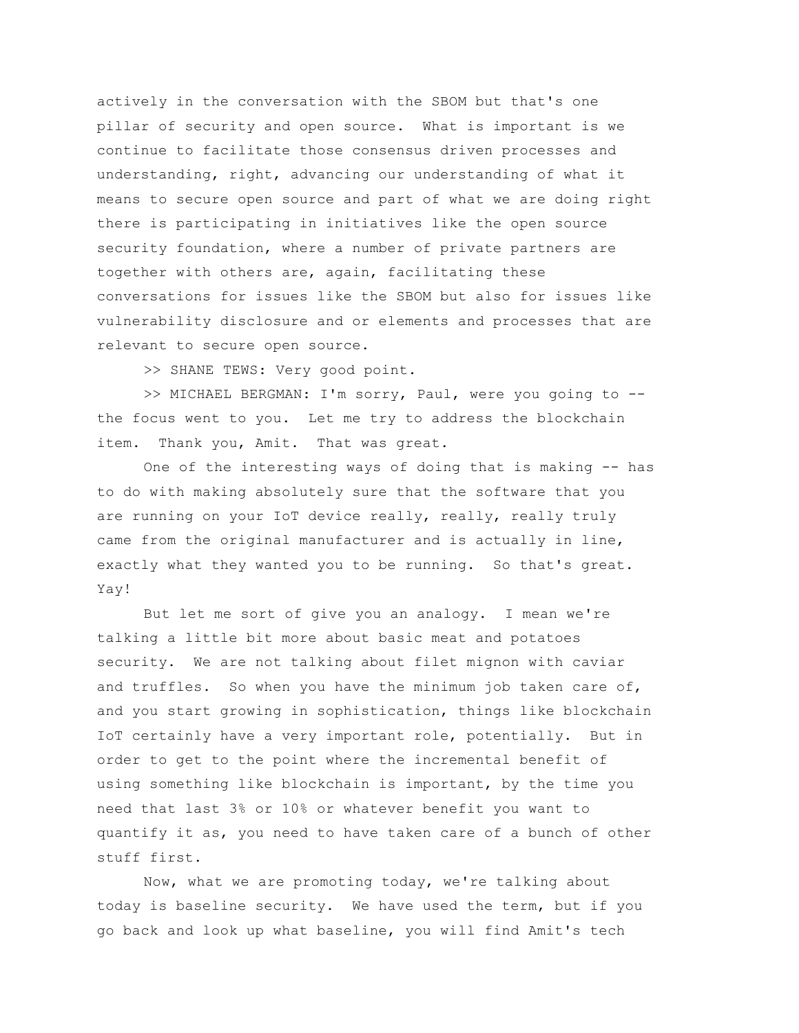actively in the conversation with the SBOM but that's one pillar of security and open source. What is important is we continue to facilitate those consensus driven processes and understanding, right, advancing our understanding of what it means to secure open source and part of what we are doing right there is participating in initiatives like the open source security foundation, where a number of private partners are together with others are, again, facilitating these conversations for issues like the SBOM but also for issues like vulnerability disclosure and or elements and processes that are relevant to secure open source.

>> SHANE TEWS: Very good point.

>> MICHAEL BERGMAN: I'm sorry, Paul, were you going to -- the focus went to you. Let me try to address the blockchain item. Thank you, Amit. That was great.

One of the interesting ways of doing that is making -- has to do with making absolutely sure that the software that you are running on your IoT device really, really, really truly came from the original manufacturer and is actually in line, exactly what they wanted you to be running. So that's great. Yay!

But let me sort of give you an analogy. I mean we're talking a little bit more about basic meat and potatoes security. We are not talking about filet mignon with caviar and truffles. So when you have the minimum job taken care of, and you start growing in sophistication, things like blockchain IoT certainly have a very important role, potentially. But in order to get to the point where the incremental benefit of using something like blockchain is important, by the time you need that last 3% or 10% or whatever benefit you want to quantify it as, you need to have taken care of a bunch of other stuff first.

Now, what we are promoting today, we're talking about today is baseline security. We have used the term, but if you go back and look up what baseline, you will find Amit's tech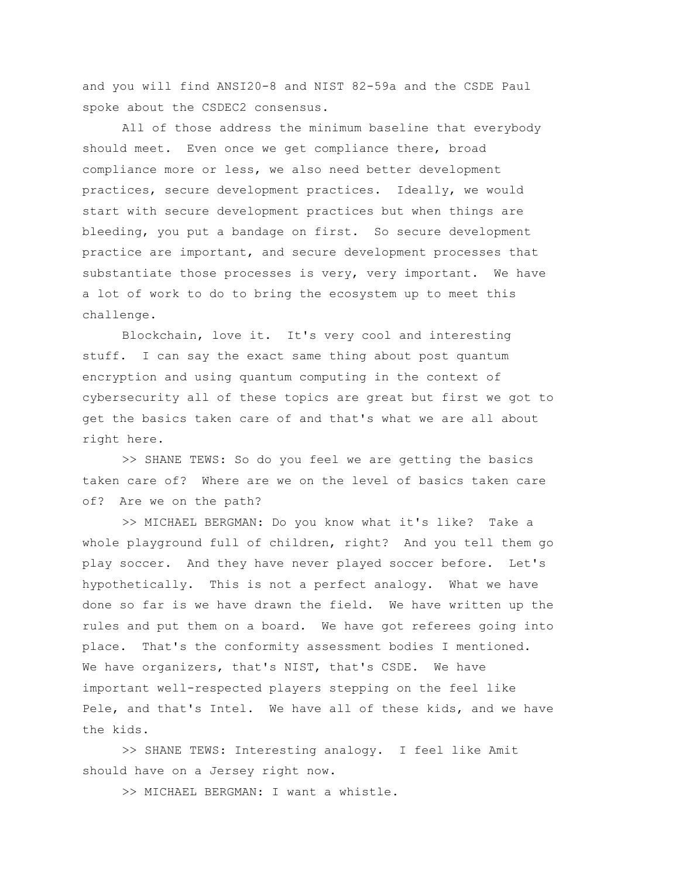and you will find ANSI20-8 and NIST 82-59a and the CSDE Paul spoke about the CSDEC2 consensus.

All of those address the minimum baseline that everybody should meet. Even once we get compliance there, broad compliance more or less, we also need better development practices, secure development practices. Ideally, we would start with secure development practices but when things are bleeding, you put a bandage on first. So secure development practice are important, and secure development processes that substantiate those processes is very, very important. We have a lot of work to do to bring the ecosystem up to meet this challenge.

Blockchain, love it. It's very cool and interesting stuff. I can say the exact same thing about post quantum encryption and using quantum computing in the context of cybersecurity all of these topics are great but first we got to get the basics taken care of and that's what we are all about right here.

>> SHANE TEWS: So do you feel we are getting the basics taken care of? Where are we on the level of basics taken care of? Are we on the path?

>> MICHAEL BERGMAN: Do you know what it's like? Take a whole playground full of children, right? And you tell them go play soccer. And they have never played soccer before. Let's hypothetically. This is not a perfect analogy. What we have done so far is we have drawn the field. We have written up the rules and put them on a board. We have got referees going into place. That's the conformity assessment bodies I mentioned. We have organizers, that's NIST, that's CSDE. We have important well-respected players stepping on the feel like Pele, and that's Intel. We have all of these kids, and we have the kids.

>> SHANE TEWS: Interesting analogy. I feel like Amit should have on a Jersey right now.

>> MICHAEL BERGMAN: I want a whistle.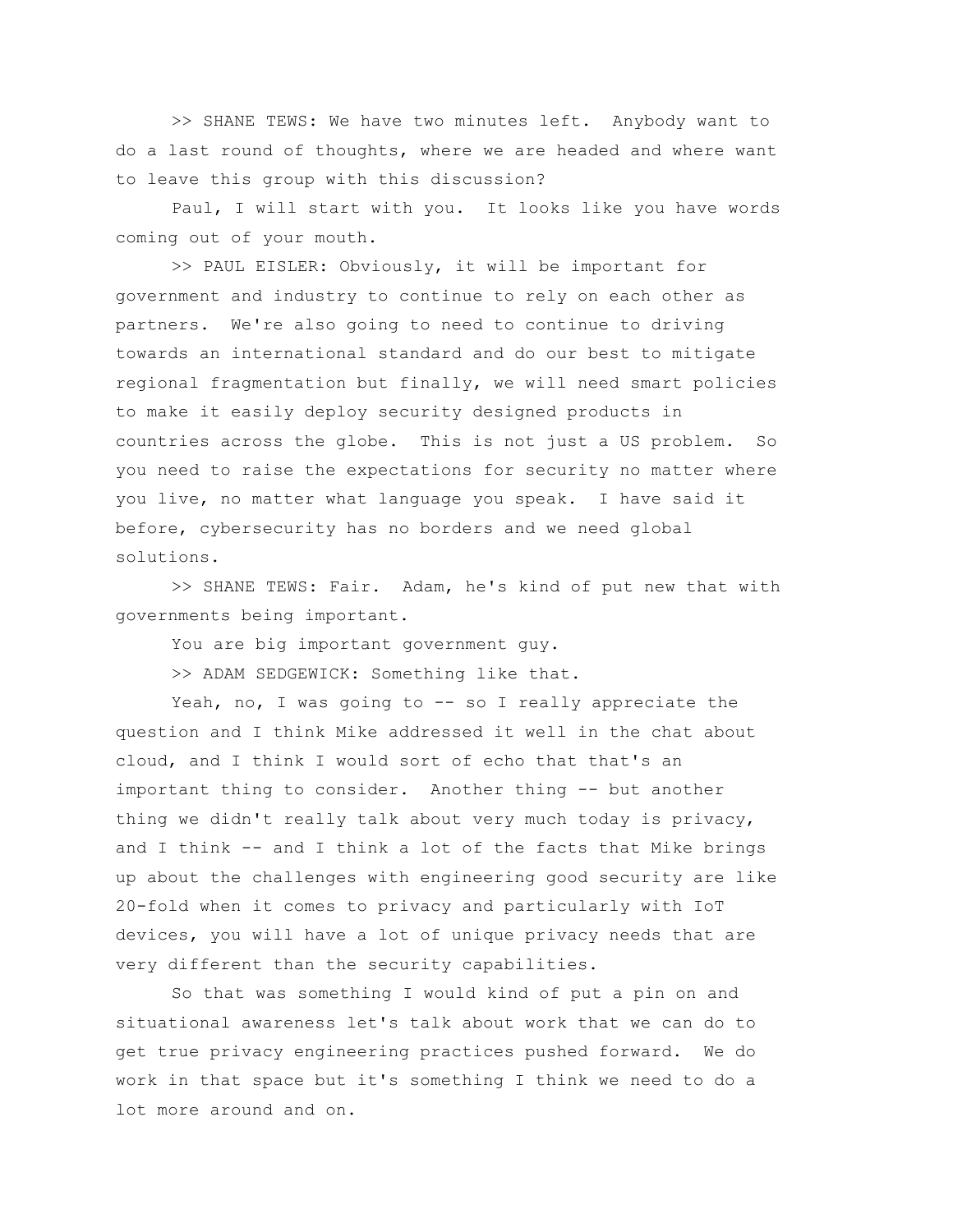>> SHANE TEWS: We have two minutes left. Anybody want to do a last round of thoughts, where we are headed and where want to leave this group with this discussion?

Paul, I will start with you. It looks like you have words coming out of your mouth.

>> PAUL EISLER: Obviously, it will be important for government and industry to continue to rely on each other as partners. We're also going to need to continue to driving towards an international standard and do our best to mitigate regional fragmentation but finally, we will need smart policies to make it easily deploy security designed products in countries across the globe. This is not just a US problem. So you need to raise the expectations for security no matter where you live, no matter what language you speak. I have said it before, cybersecurity has no borders and we need global solutions.

>> SHANE TEWS: Fair. Adam, he's kind of put new that with governments being important.

You are big important government guy.

>> ADAM SEDGEWICK: Something like that.

Yeah, no, I was going to -- so I really appreciate the question and I think Mike addressed it well in the chat about cloud, and I think I would sort of echo that that's an important thing to consider. Another thing -- but another thing we didn't really talk about very much today is privacy, and I think -- and I think a lot of the facts that Mike brings up about the challenges with engineering good security are like 20-fold when it comes to privacy and particularly with IoT devices, you will have a lot of unique privacy needs that are very different than the security capabilities.

So that was something I would kind of put a pin on and situational awareness let's talk about work that we can do to get true privacy engineering practices pushed forward. We do work in that space but it's something I think we need to do a lot more around and on.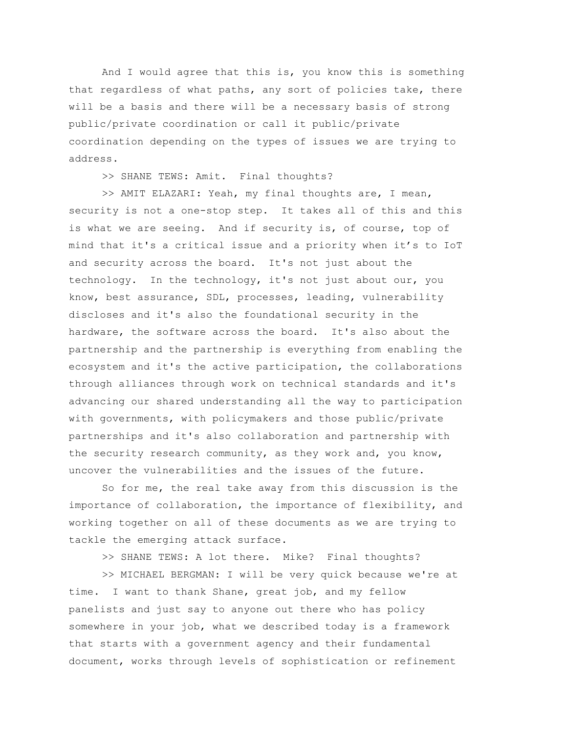And I would agree that this is, you know this is something that regardless of what paths, any sort of policies take, there will be a basis and there will be a necessary basis of strong public/private coordination or call it public/private coordination depending on the types of issues we are trying to address.

>> SHANE TEWS: Amit. Final thoughts?

>> AMIT ELAZARI: Yeah, my final thoughts are, I mean, security is not a one-stop step. It takes all of this and this is what we are seeing. And if security is, of course, top of mind that it's a critical issue and a priority when it's to IoT and security across the board. It's not just about the technology. In the technology, it's not just about our, you know, best assurance, SDL, processes, leading, vulnerability discloses and it's also the foundational security in the hardware, the software across the board. It's also about the partnership and the partnership is everything from enabling the ecosystem and it's the active participation, the collaborations through alliances through work on technical standards and it's advancing our shared understanding all the way to participation with governments, with policymakers and those public/private partnerships and it's also collaboration and partnership with the security research community, as they work and, you know, uncover the vulnerabilities and the issues of the future.

So for me, the real take away from this discussion is the importance of collaboration, the importance of flexibility, and working together on all of these documents as we are trying to tackle the emerging attack surface.

>> SHANE TEWS: A lot there. Mike? Final thoughts?

>> MICHAEL BERGMAN: I will be very quick because we're at time. I want to thank Shane, great job, and my fellow panelists and just say to anyone out there who has policy somewhere in your job, what we described today is a framework that starts with a government agency and their fundamental document, works through levels of sophistication or refinement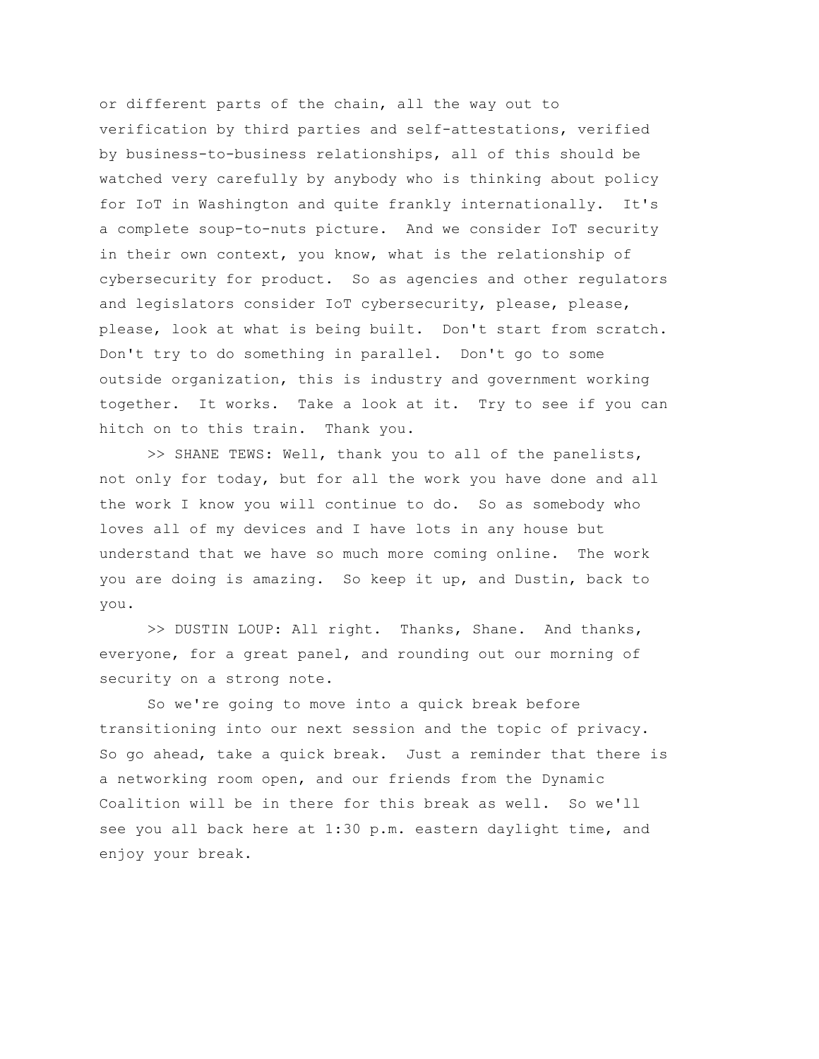or different parts of the chain, all the way out to verification by third parties and self-attestations, verified by business-to-business relationships, all of this should be watched very carefully by anybody who is thinking about policy for IoT in Washington and quite frankly internationally. It's a complete soup-to-nuts picture. And we consider IoT security in their own context, you know, what is the relationship of cybersecurity for product. So as agencies and other regulators and legislators consider IoT cybersecurity, please, please, please, look at what is being built. Don't start from scratch. Don't try to do something in parallel. Don't go to some outside organization, this is industry and government working together. It works. Take a look at it. Try to see if you can hitch on to this train. Thank you.

>> SHANE TEWS: Well, thank you to all of the panelists, not only for today, but for all the work you have done and all the work I know you will continue to do. So as somebody who loves all of my devices and I have lots in any house but understand that we have so much more coming online. The work you are doing is amazing. So keep it up, and Dustin, back to you.

>> DUSTIN LOUP: All right. Thanks, Shane. And thanks, everyone, for a great panel, and rounding out our morning of security on a strong note.

So we're going to move into a quick break before transitioning into our next session and the topic of privacy. So go ahead, take a quick break. Just a reminder that there is a networking room open, and our friends from the Dynamic Coalition will be in there for this break as well. So we'll see you all back here at 1:30 p.m. eastern daylight time, and enjoy your break.